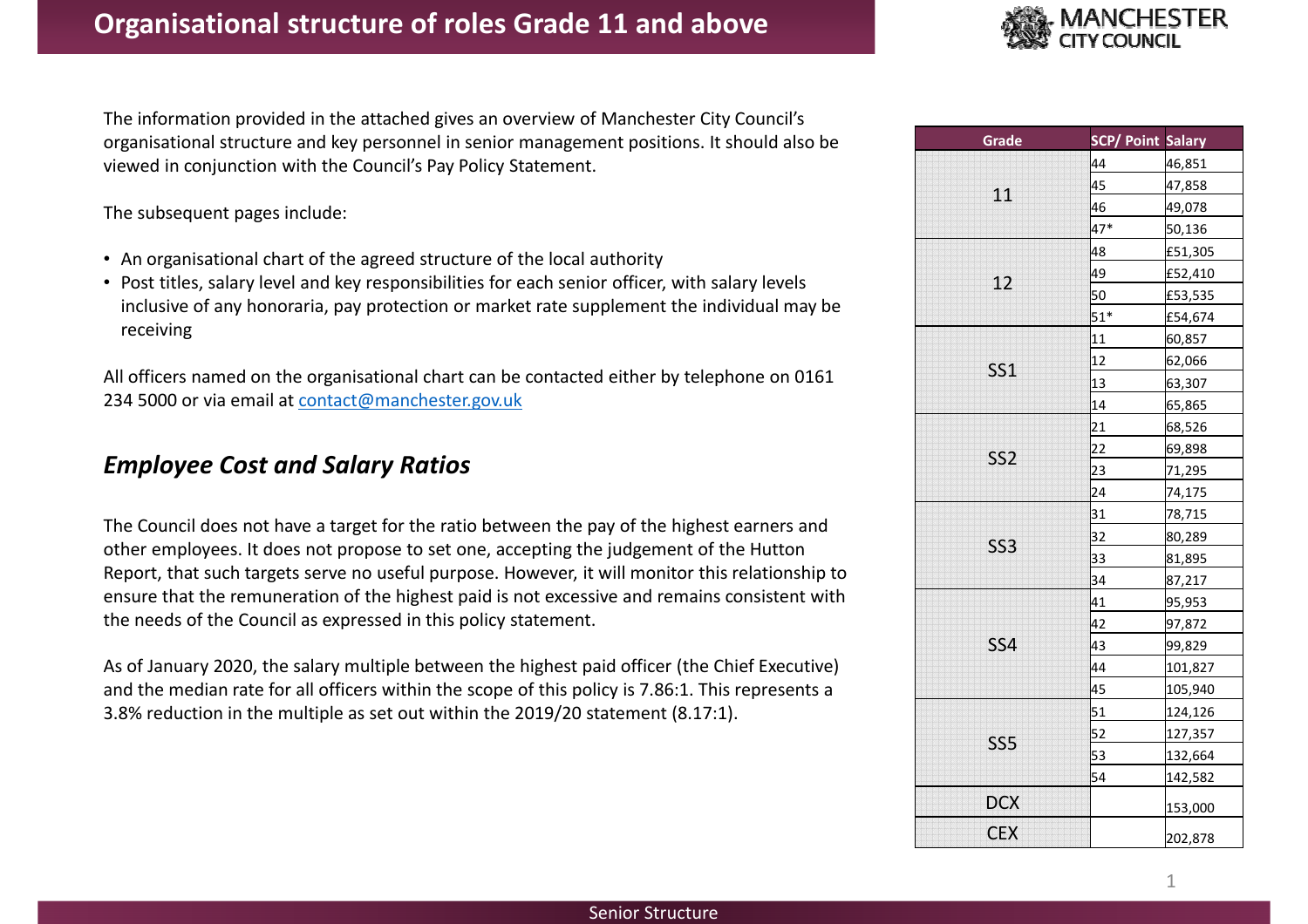# Organisational structure of roles Grade 11 and above

The information provided in the attached gives an overview of Manchester City Council's organisational structure and key personnel in senior management positions. It should also be viewed in conjunction with the Council's Pay Policy Statement.

The subsequent pages include:

- An organisational chart of the agreed structure of the local authority
- Post titles, salary level and key responsibilities for each senior officer, with salary levels inclusive of any honoraria, pay protection or market rate supplement the individual may be receiving

All officers named on the organisational chart can be contacted either by telephone on 0161 234 5000 or via email at contact@manchester.gov.uk

## *Employee Cost and Salary Ratios*

The Council does not have a target for the ratio between the pay of the highest earners and other employees. It does not propose to set one, accepting the judgement of the Hutton Report, that such targets serve no useful purpose. However, it will monitor this relationship to ensure that the remuneration of the highest paid is not excessive and remains consistent with the needs of the Council as expressed in this policy statement.

As of January 2020, the salary multiple between the highest paid officer (the Chief Executive) and the median rate for all officers within the scope of this policy is 7.86:1. This represents a 3.8% reduction in the multiple as set out within the 2019/20 statement (8.17:1).

| Grade | SCP/ Point | Salary |
|---|---|---|
| 11 | 44 | 46,851 |
| | 45 | 47,858 |
| | 46 | 49,078 |
| | 47* | 50,136 |
| 12 | 48 | £51,305 |
| | 49 | £52,410 |
| | 50 | £53,535 |
| | 51* | £54,674 |
| SS1 | 11 | 60,857 |
| | 12 | 62,066 |
| | 13 | 63,307 |
| | 14 | 65,865 |
| SS2 | 21 | 68,526 |
| | 22 | 69,898 |
| | 23 | 71,295 |
| | 24 | 74,175 |
| SS3 | 31 | 78,715 |
| | 32 | 80,289 |
| | 33 | 81,895 |
| | 34 | 87,217 |
| SS4 | 41 | 95,953 |
| | 42 | 97,872 |
| | 43 | 99,829 |
| | 44 | 101,827 |
| | 45 | 105,940 |
| SS5 | 51 | 124,126 |
| | 52 | 127,357 |
| | 53 | 132,664 |
| | 54 | 142,582 |
| DCX | | 153,000 |
| CEX | | 202,878 |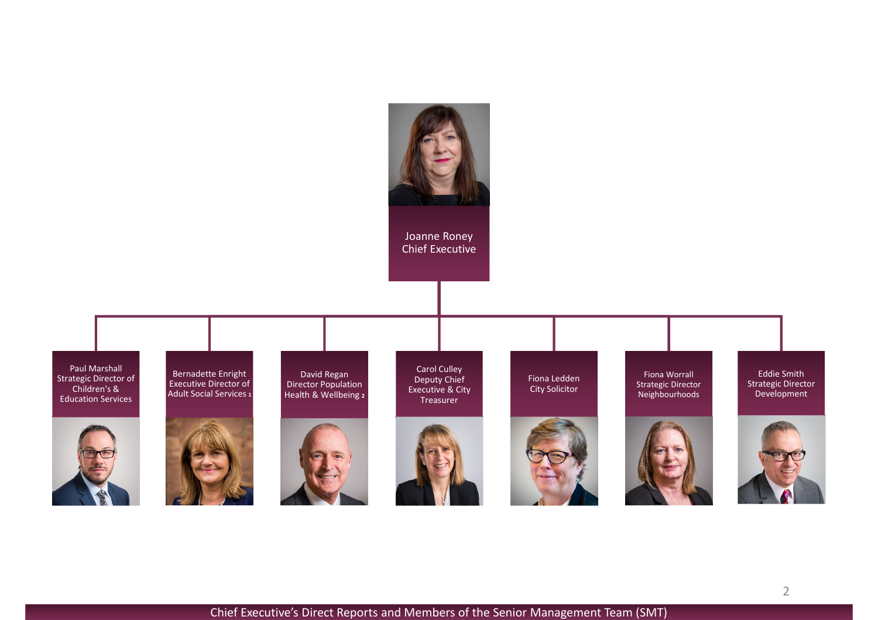# Chief Executive's Direct Reports and Members of the Senior Management Team (SMT)

**Joanne Roney**
Chief Executive

- Paul Marshall — Strategic Director of Children's & Education Services
- Bernadette Enright — Executive Director of Adult Social Services [1]
- David Regan — Director Population Health & Wellbeing [2]
- Carol Culley — Deputy Chief Executive & City Treasurer
- Fiona Ledden — City Solicitor
- Fiona Worrall — Strategic Director Neighbourhoods
- Eddie Smith — Strategic Director Development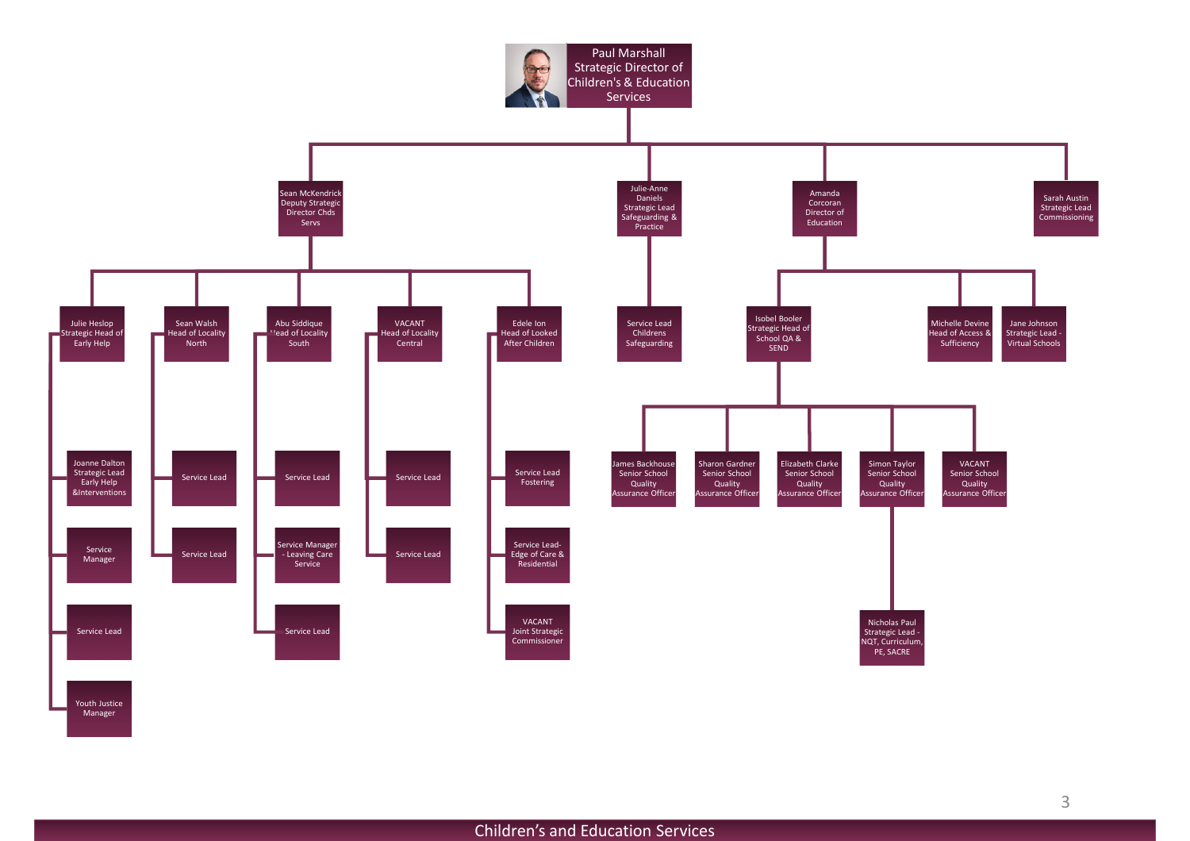# Paul Marshall
**Strategic Director of Children's & Education Services**

- **Sean McKendrick** – Deputy Strategic Director Chds Servs
  - **Julie Heslop** – Strategic Head of Early Help
    - Joanne Dalton – Strategic Lead Early Help &Interventions
    - Service Manager
    - Service Lead
    - Youth Justice Manager
  - **Sean Walsh** – Head of Locality North
    - Service Lead
    - Service Lead
  - **Abu Siddique** – Head of Locality South
    - Service Lead
    - Service Manager - Leaving Care Service
    - Service Lead
  - **VACANT** – Head of Locality Central
    - Service Lead
    - Service Lead
  - **Edele Ion** – Head of Looked After Children
    - Service Lead Fostering
    - Service Lead- Edge of Care & Residential
    - VACANT Joint Strategic Commissioner
- **Julie-Anne Daniels** – Strategic Lead Safeguarding & Practice
  - Service Lead Childrens Safeguarding
- **Amanda Corcoran** – Director of Education
  - **Isobel Booler** – Strategic Head of School QA & SEND
    - James Backhouse – Senior School Quality Assurance Officer
    - Sharon Gardner – Senior School Quality Assurance Officer
    - Elizabeth Clarke – Senior School Quality Assurance Officer
    - Simon Taylor – Senior School Quality Assurance Officer
      - Nicholas Paul – Strategic Lead - NQT, Curriculum, PE, SACRE
    - VACANT – Senior School Quality Assurance Officer
  - **Michelle Devine** – Head of Access & Sufficiency
  - **Jane Johnson** – Strategic Lead - Virtual Schools
- **Sarah Austin** – Strategic Lead Commissioning

Children's and Education Services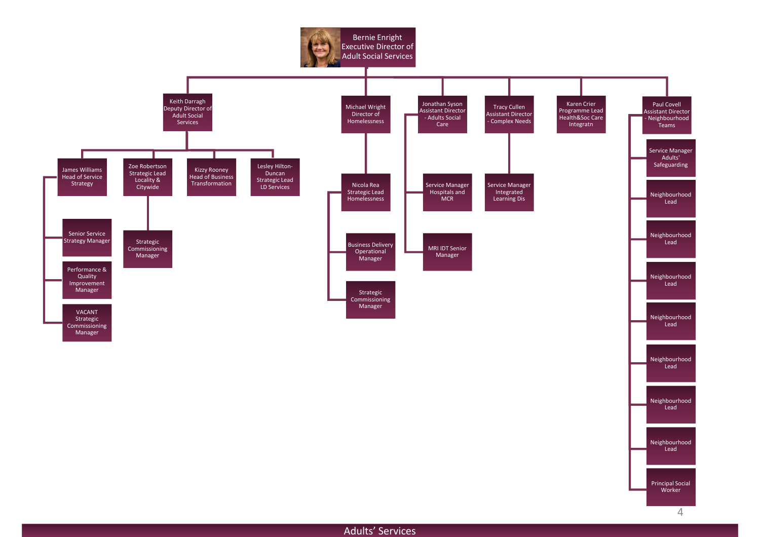# Adults' Services

- **Bernie Enright** – Executive Director of Adult Social Services
  - **Keith Darragh** – Deputy Director of Adult Social Services
    - **James Williams** – Head of Service Strategy
      - Senior Service Strategy Manager
      - Performance & Quality Improvement Manager
      - VACANT Strategic Commissioning Manager
    - **Zoe Robertson** – Strategic Lead Locality & Citywide
      - Strategic Commissioning Manager
    - **Kizzy Rooney** – Head of Business Transformation
    - **Lesley Hilton-Duncan** – Strategic Lead LD Services
  - **Michael Wright** – Director of Homelessness
    - **Nicola Rea** – Strategic Lead Homelessness
      - Business Delivery Operational Manager
      - Strategic Commissioning Manager
  - **Jonathan Syson** – Assistant Director - Adults Social Care
    - Service Manager Hospitals and MCR
    - MRI IDT Senior Manager
  - **Tracy Cullen** – Assistant Director - Complex Needs
    - Service Manager Integrated Learning Dis
  - **Karen Crier** – Programme Lead Health&Soc Care Integratn
  - **Paul Covell** – Assistant Director - Neighbourhood Teams
    - Service Manager Adults' Safeguarding
    - Neighbourhood Lead
    - Neighbourhood Lead
    - Neighbourhood Lead
    - Neighbourhood Lead
    - Neighbourhood Lead
    - Neighbourhood Lead
    - Neighbourhood Lead
    - Principal Social Worker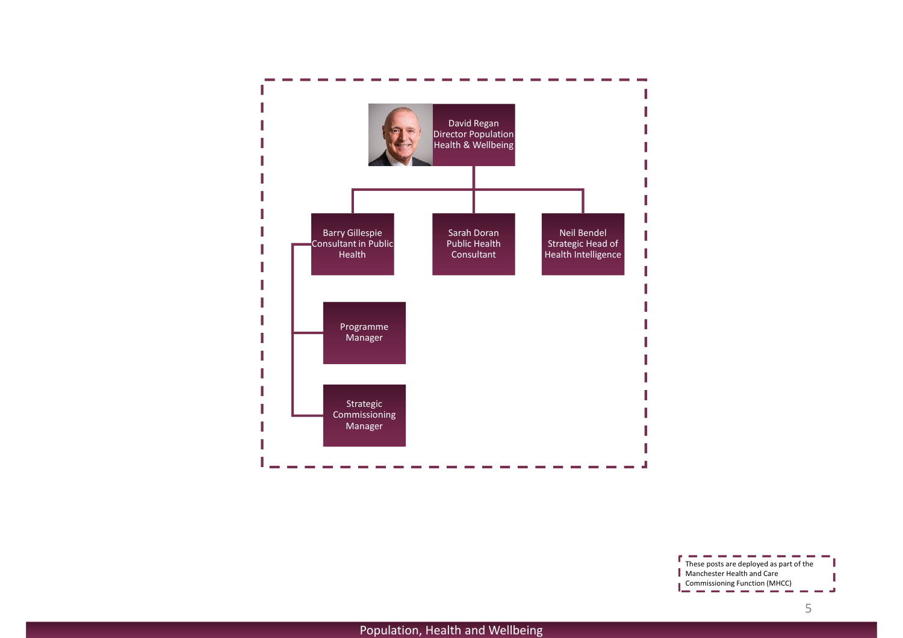- **David Regan** – Director Population Health & Wellbeing
  - **Barry Gillespie** – Consultant in Public Health
    - Programme Manager
    - Strategic Commissioning Manager
  - **Sarah Doran** – Public Health Consultant
  - **Neil Bendel** – Strategic Head of Health Intelligence

These posts are deployed as part of the Manchester Health and Care Commissioning Function (MHCC)

Population, Health and Wellbeing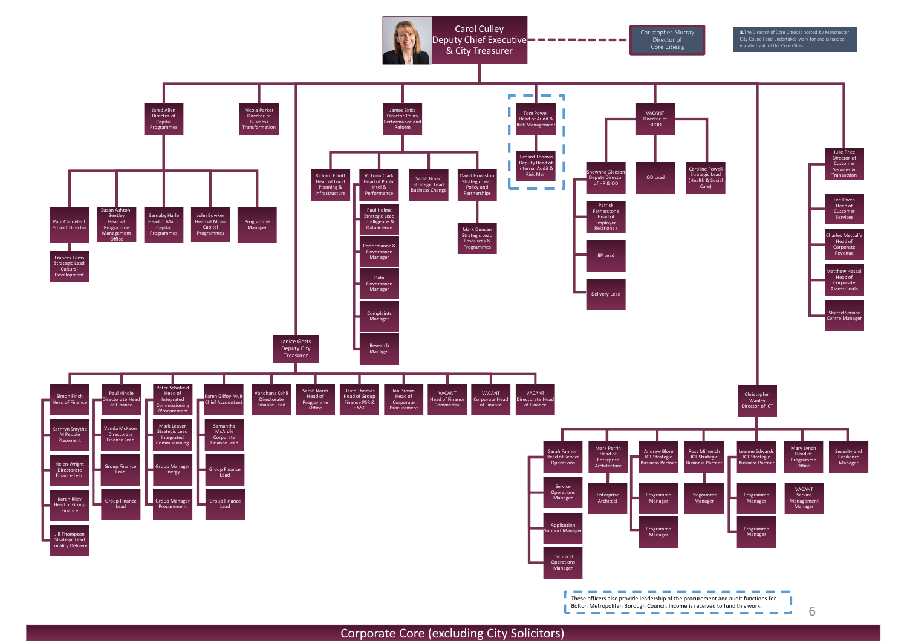# Corporate Core (excluding City Solicitors)

- **Carol Culley** – Deputy Chief Executive & City Treasurer
  - (dotted line) **Christopher Murray** – Director of Core Cities [1]
  - **Jared Allen** – Director of Capital Programmes
    - Paul Candelent – Project Director
      - Frances Toms – Strategic Lead Cultural Development
    - Susan Ashton-Bentley – Head of Programme Management Office
    - Barnaby Harle – Head of Major Capital Programmes
    - John Bowker – Head of Minor Capital Programmes
    - Programme Manager
  - **Nicola Parker** – Director of Business Transformation
  - **James Binks** – Director Policy Performance and Reform
    - Richard Elliott – Head of Local Planning & Infrastructure
    - Victoria Clark – Head of Public Intel & Performance
      - Paul Holme – Strategic Lead Intelligence & DataScience
      - Performance & Governance Manager
      - Data Governance Manager
      - Complaints Manager
      - Research Manager
    - Sarah Broad – Strategic Lead Business Change
    - David Houliston – Strategic Lead Policy and Partnerships
      - Mark Duncan – Strategic Lead Resources & Programmes
  - **Tom Powell** – Head of Audit & Risk Management *
    - Richard Thomas – Deputy Head of Internal Audit & Risk Man *
  - **VACANT** – Director of HROD
    - Shawnna Gleeson – Deputy Director of HR & OD
      - Patrick Fetherstone – Head of Employee Relations [4]
      - BP Lead
      - Delivery Lead
    - OD Lead
    - Caroline Powell – Strategic Lead (Health & Social Care)
  - **Julie Price** – Director of Customer Services & Transaction
    - Lee Owen – Head of Customer Services
    - Charles Metcalfe – Head of Corporate Revenue
    - Matthew Hassall – Head of Corporate Assessments
    - Shared Service Centre Manager
  - **Janice Gotts** – Deputy City Treasurer
    - Simon Finch – Head of Finance
      - Kathryn Smythe – M People Placement
      - Helen Wright – Directorate Finance Lead
      - Karen Riley – Head of Group Finance
      - Jill Thompson – Strategic Lead Locality Delivery
    - Paul Hindle – Directorate Head of Finance
      - Vanda McKeon – Directorate Finance Lead
      - Group Finance Lead
      - Group Finance Lead
    - Peter Schofield – Head of Integrated Commissioning /Procurement
      - Mark Leaver – Strategic Lead Integrated Commissioning
      - Group Manager Energy
      - Group Manager Procurement
    - Karen Gilfoy Muir – Chief Accountant
      - Samantha McArdle – Corporate Finance Lead
      - Group Finance Lead
      - Group Finance Lead
    - Vandhana Kohli – Directorate Finance Lead
    - Sarah Narici – Head of Programme Office
    - David Thomas – Head of Group Finance PSR & H&SC
    - Ian Brown – Head of Corporate Procurement
    - VACANT – Head of Finance Commercial
    - VACANT – Corporate Head of Finance
    - VACANT – Directorate Head of Finance
  - **Christopher Wanley** – Director of ICT
    - Sarah Fannon – Head of Service Operations
      - Service Operations Manager
      - Application Support Manager
      - Technical Operations Manager
    - Mark Perrin – Head of Enterprise Architecture
      - Enterprise Architect
    - Andrew Blore – ICT Strategic Business Partner
      - Programme Manager
      - Programme Manager
    - Ross Milhench – ICT Strategic Business Partner
      - Programme Manager
    - Leanne Edwards – ICT Strategic Business Partner
      - Programme Manager
      - Programme Manager
    - Mary Lynch – Head of Programme Office
      - VACANT – Service Management Manager
    - Security and Resilience Manager

[1] The Director of Core Cities is hosted by Manchester City Council and undertakes work for and is funded equally by all of the Core Cities.

\* These officers also provide leadership of the procurement and audit functions for Bolton Metropolitan Borough Council. Income is received to fund this work.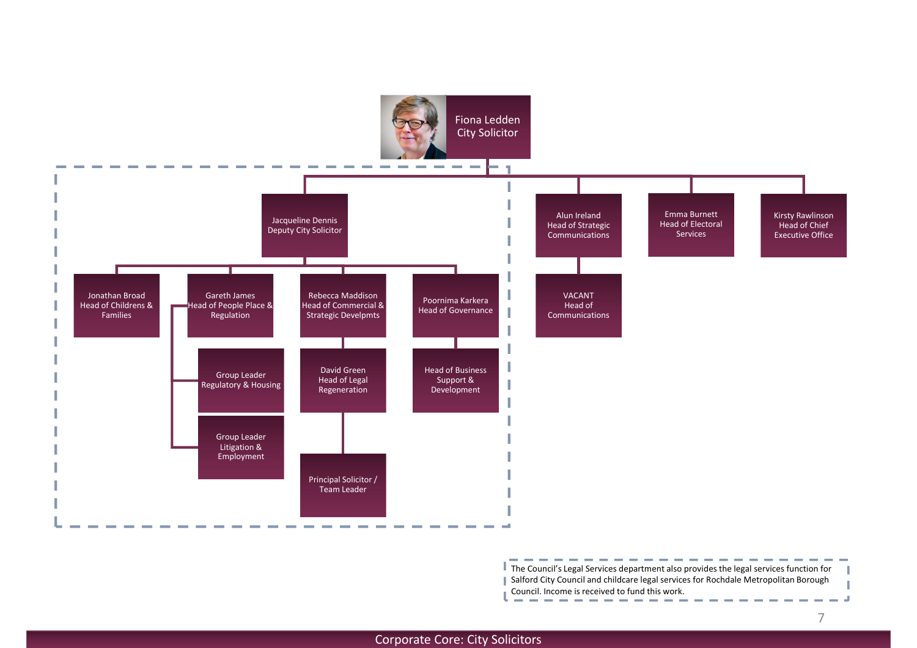**Fiona Ledden**
City Solicitor

- Jacqueline Dennis, Deputy City Solicitor
  - Jonathan Broad, Head of Childrens & Families
  - Gareth James, Head of People Place & Regulation
    - Group Leader Regulatory & Housing
    - Group Leader Litigation & Employment
  - Rebecca Maddison, Head of Commercial & Strategic Developmts
    - David Green, Head of Legal Regeneration
      - Principal Solicitor / Team Leader
  - Poornima Karkera, Head of Governance
    - Head of Business Support & Development
- Alun Ireland, Head of Strategic Communications
  - VACANT, Head of Communications
- Emma Burnett, Head of Electoral Services
- Kirsty Rawlinson, Head of Chief Executive Office

The Council's Legal Services department also provides the legal services function for Salford City Council and childcare legal services for Rochdale Metropolitan Borough Council. Income is received to fund this work.

Corporate Core: City Solicitors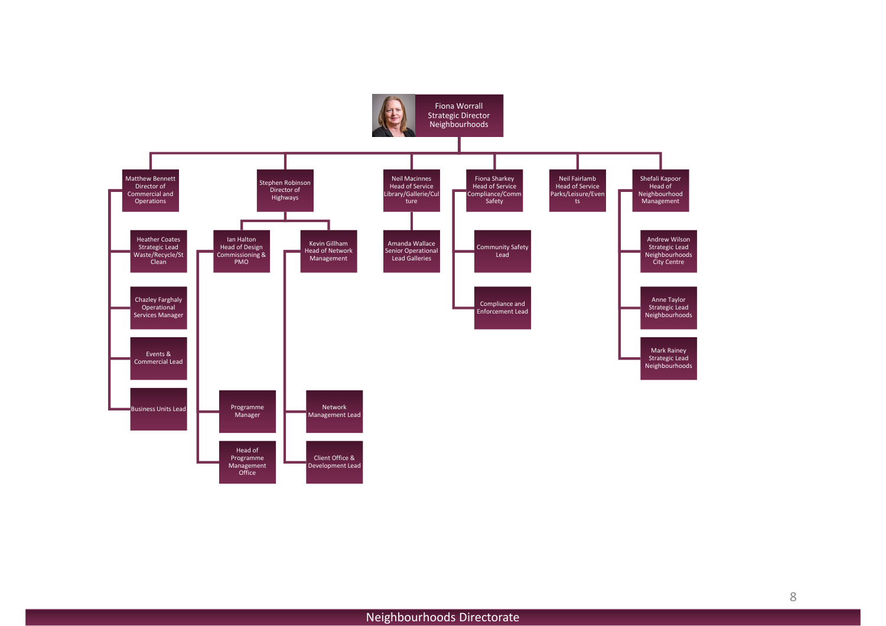# Neighbourhoods Directorate

- **Fiona Worrall** – Strategic Director Neighbourhoods
  - **Matthew Bennett** – Director of Commercial and Operations
    - Heather Coates – Strategic Lead Waste/Recycle/St Clean
    - Chazley Farghaly – Operational Services Manager
    - Events & Commercial Lead
    - Business Units Lead
  - **Stephen Robinson** – Director of Highways
    - Ian Halton – Head of Design Commissioning & PMO
      - Programme Manager
      - Head of Programme Management Office
    - Kevin Gillham – Head of Network Management
      - Network Management Lead
      - Client Office & Development Lead
  - **Neil Macinnes** – Head of Service Library/Gallerie/Culture
    - Amanda Wallace – Senior Operational Lead Galleries
  - **Fiona Sharkey** – Head of Service Compliance/Comm Safety
    - Community Safety Lead
    - Compliance and Enforcement Lead
  - **Neil Fairlamb** – Head of Service Parks/Leisure/Events
  - **Shefali Kapoor** – Head of Neighbourhood Management
    - Andrew Wilson – Strategic Lead Neighbourhoods City Centre
    - Anne Taylor – Strategic Lead Neighbourhoods
    - Mark Rainey – Strategic Lead Neighbourhoods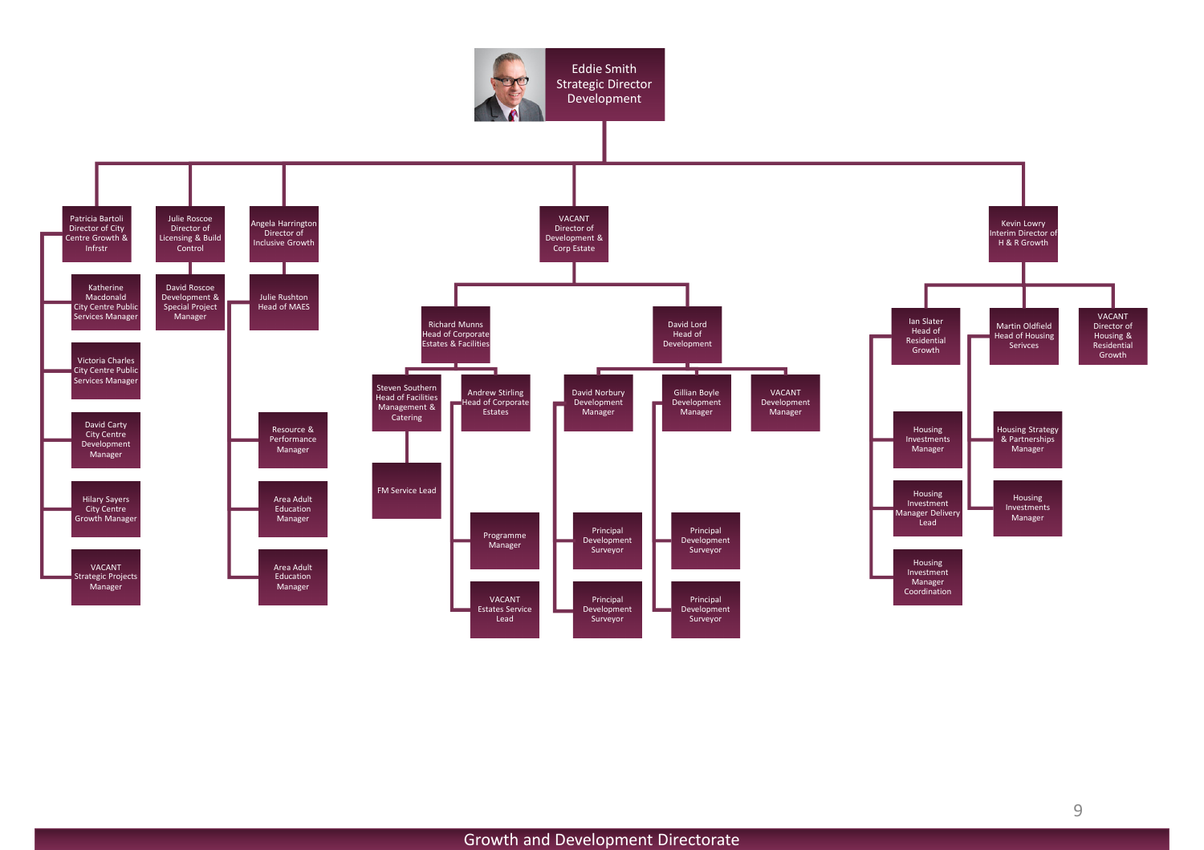# Growth and Development Directorate

**Eddie Smith**
Strategic Director Development

- **Patricia Bartoli** – Director of City Centre Growth & Infrstr
  - Katherine Macdonald – City Centre Public Services Manager
  - Victoria Charles – City Centre Public Services Manager
  - David Carty – City Centre Development Manager
  - Hilary Sayers – City Centre Growth Manager
  - VACANT – Strategic Projects Manager
- **Julie Roscoe** – Director of Licensing & Build Control
  - David Roscoe – Development & Special Project Manager
- **Angela Harrington** – Director of Inclusive Growth
  - Julie Rushton – Head of MAES
    - Resource & Performance Manager
    - Area Adult Education Manager
    - Area Adult Education Manager
- **VACANT** – Director of Development & Corp Estate
  - Richard Munns – Head of Corporate Estates & Facilities
    - Steven Southern – Head of Facilities Management & Catering
      - FM Service Lead
    - Andrew Stirling – Head of Corporate Estates
      - Programme Manager
      - VACANT – Estates Service Lead
  - David Lord – Head of Development
    - David Norbury – Development Manager
      - Principal Development Surveyor
      - Principal Development Surveyor
    - Gillian Boyle – Development Manager
      - Principal Development Surveyor
      - Principal Development Surveyor
    - VACANT – Development Manager
- **Kevin Lowry** – Interim Director of H & R Growth
  - Ian Slater – Head of Residential Growth
    - Housing Investments Manager
    - Housing Investment Manager Delivery Lead
    - Housing Investment Manager Coordination
  - Martin Oldfield – Head of Housing Serivces
    - Housing Strategy & Partnerships Manager
    - Housing Investments Manager
  - VACANT – Director of Housing & Residential Growth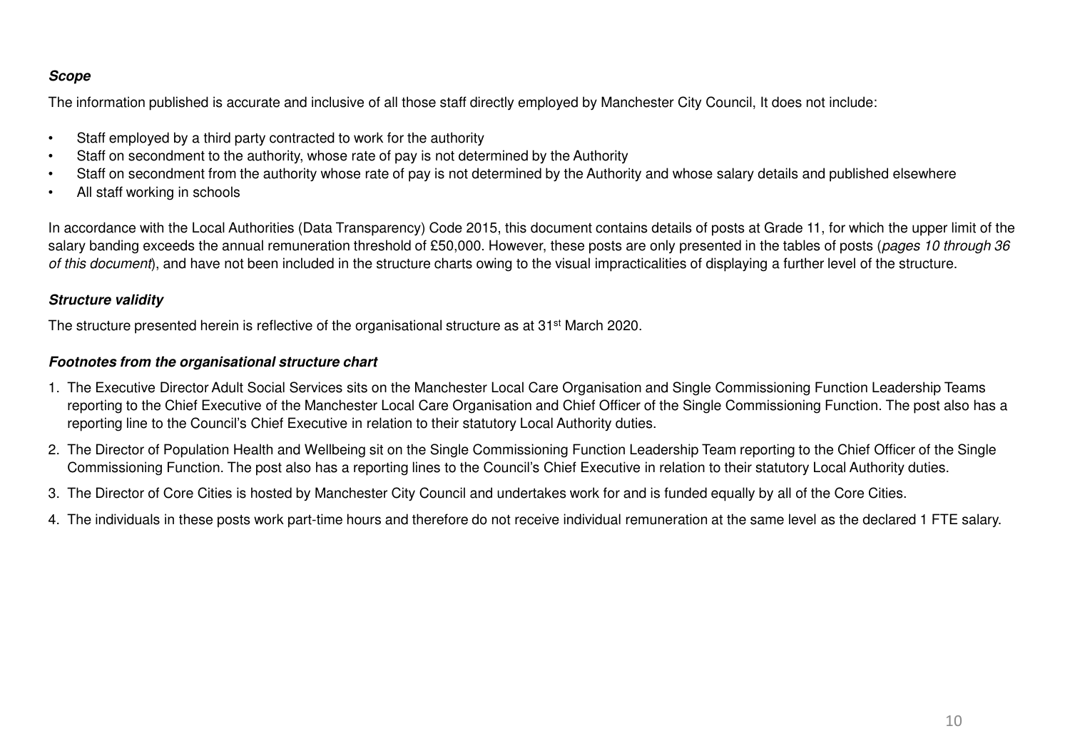***Scope***

The information published is accurate and inclusive of all those staff directly employed by Manchester City Council, It does not include:

- Staff employed by a third party contracted to work for the authority
- Staff on secondment to the authority, whose rate of pay is not determined by the Authority
- Staff on secondment from the authority whose rate of pay is not determined by the Authority and whose salary details and published elsewhere
- All staff working in schools

In accordance with the Local Authorities (Data Transparency) Code 2015, this document contains details of posts at Grade 11, for which the upper limit of the salary banding exceeds the annual remuneration threshold of £50,000. However, these posts are only presented in the tables of posts (*pages 10 through 36 of this document*), and have not been included in the structure charts owing to the visual impracticalities of displaying a further level of the structure.

***Structure validity***

The structure presented herein is reflective of the organisational structure as at 31st March 2020.

***Footnotes from the organisational structure chart***

1. The Executive Director Adult Social Services sits on the Manchester Local Care Organisation and Single Commissioning Function Leadership Teams reporting to the Chief Executive of the Manchester Local Care Organisation and Chief Officer of the Single Commissioning Function. The post also has a reporting line to the Council's Chief Executive in relation to their statutory Local Authority duties.
2. The Director of Population Health and Wellbeing sit on the Single Commissioning Function Leadership Team reporting to the Chief Officer of the Single Commissioning Function. The post also has a reporting lines to the Council's Chief Executive in relation to their statutory Local Authority duties.
3. The Director of Core Cities is hosted by Manchester City Council and undertakes work for and is funded equally by all of the Core Cities.
4. The individuals in these posts work part-time hours and therefore do not receive individual remuneration at the same level as the declared 1 FTE salary.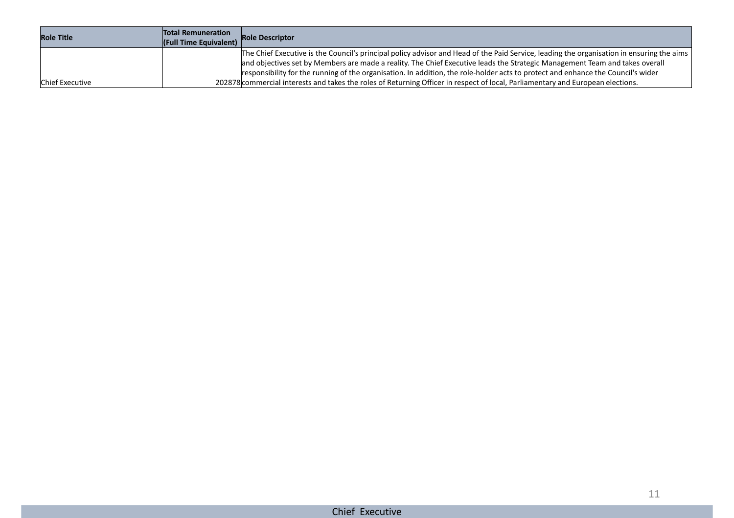| Role Title | Total Remuneration (Full Time Equivalent) | Role Descriptor |
|---|---|---|
| Chief Executive | 202878 | The Chief Executive is the Council's principal policy advisor and Head of the Paid Service, leading the organisation in ensuring the aims and objectives set by Members are made a reality. The Chief Executive leads the Strategic Management Team and takes overall responsibility for the running of the organisation. In addition, the role-holder acts to protect and enhance the Council's wider commercial interests and takes the roles of Returning Officer in respect of local, Parliamentary and European elections. |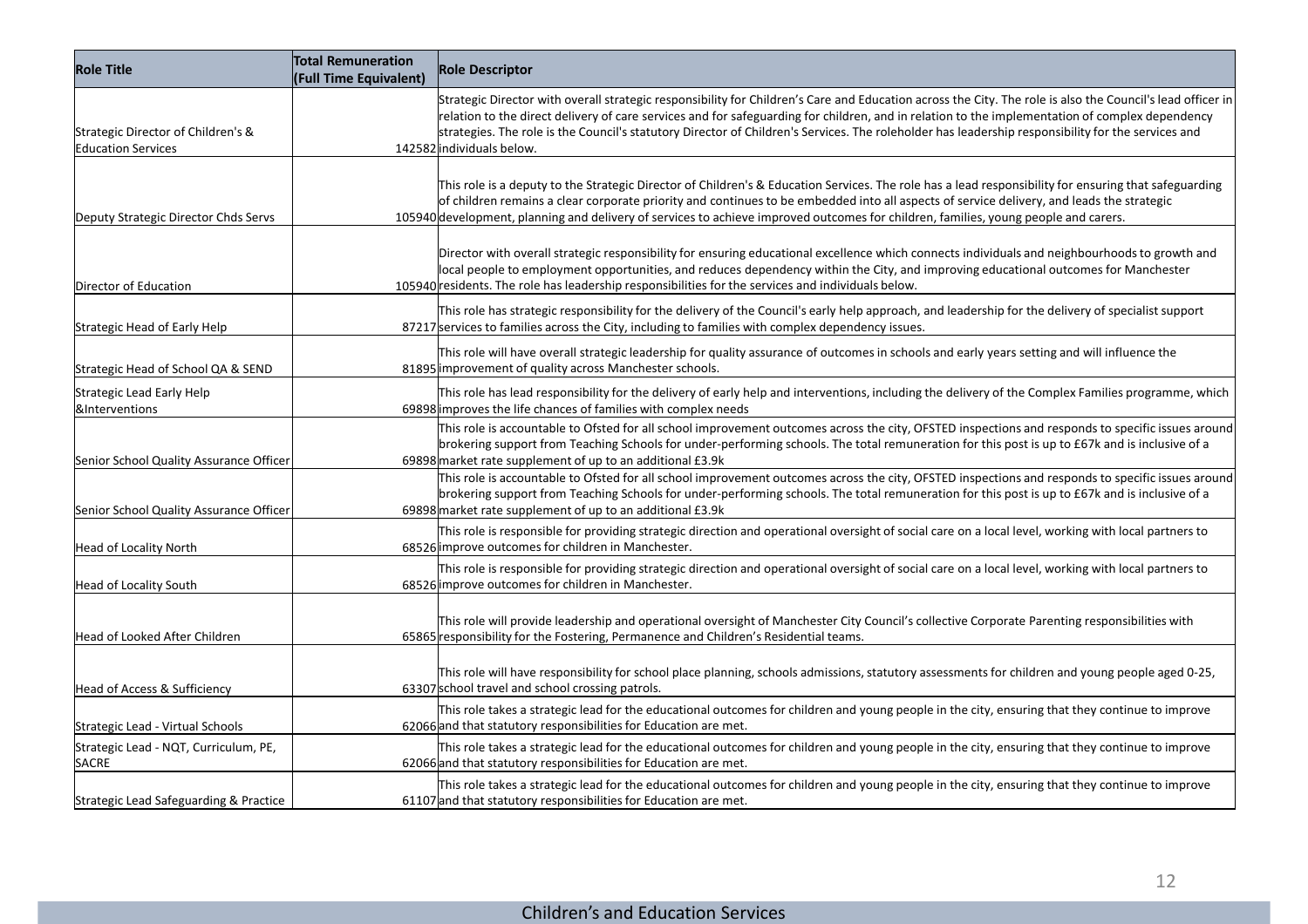| Role Title | Total Remuneration (Full Time Equivalent) | Role Descriptor |
|---|---|---|
| Strategic Director of Children's & Education Services | 142582 | Strategic Director with overall strategic responsibility for Children's Care and Education across the City. The role is also the Council's lead officer in relation to the direct delivery of care services and for safeguarding for children, and in relation to the implementation of complex dependency strategies. The role is the Council's statutory Director of Children's Services. The roleholder has leadership responsibility for the services and individuals below. |
| Deputy Strategic Director Chds Servs | 105940 | This role is a deputy to the Strategic Director of Children's & Education Services. The role has a lead responsibility for ensuring that safeguarding of children remains a clear corporate priority and continues to be embedded into all aspects of service delivery, and leads the strategic development, planning and delivery of services to achieve improved outcomes for children, families, young people and carers. |
| Director of Education | 105940 | Director with overall strategic responsibility for ensuring educational excellence which connects individuals and neighbourhoods to growth and local people to employment opportunities, and reduces dependency within the City, and improving educational outcomes for Manchester residents. The role has leadership responsibilities for the services and individuals below. |
| Strategic Head of Early Help | 87217 | This role has strategic responsibility for the delivery of the Council's early help approach, and leadership for the delivery of specialist support services to families across the City, including to families with complex dependency issues. |
| Strategic Head of School QA & SEND | 81895 | This role will have overall strategic leadership for quality assurance of outcomes in schools and early years setting and will influence the improvement of quality across Manchester schools. |
| Strategic Lead Early Help &Interventions | 69898 | This role has lead responsibility for the delivery of early help and interventions, including the delivery of the Complex Families programme, which improves the life chances of families with complex needs |
| Senior School Quality Assurance Officer | 69898 | This role is accountable to Ofsted for all school improvement outcomes across the city, OFSTED inspections and responds to specific issues around brokering support from Teaching Schools for under-performing schools. The total remuneration for this post is up to £67k and is inclusive of a market rate supplement of up to an additional £3.9k |
| Senior School Quality Assurance Officer | 69898 | This role is accountable to Ofsted for all school improvement outcomes across the city, OFSTED inspections and responds to specific issues around brokering support from Teaching Schools for under-performing schools. The total remuneration for this post is up to £67k and is inclusive of a market rate supplement of up to an additional £3.9k |
| Head of Locality North | 68526 | This role is responsible for providing strategic direction and operational oversight of social care on a local level, working with local partners to improve outcomes for children in Manchester. |
| Head of Locality South | 68526 | This role is responsible for providing strategic direction and operational oversight of social care on a local level, working with local partners to improve outcomes for children in Manchester. |
| Head of Looked After Children | 65865 | This role will provide leadership and operational oversight of Manchester City Council's collective Corporate Parenting responsibilities with responsibility for the Fostering, Permanence and Children's Residential teams. |
| Head of Access & Sufficiency | 63307 | This role will have responsibility for school place planning, schools admissions, statutory assessments for children and young people aged 0-25, school travel and school crossing patrols. |
| Strategic Lead - Virtual Schools | 62066 | This role takes a strategic lead for the educational outcomes for children and young people in the city, ensuring that they continue to improve and that statutory responsibilities for Education are met. |
| Strategic Lead - NQT, Curriculum, PE, SACRE | 62066 | This role takes a strategic lead for the educational outcomes for children and young people in the city, ensuring that they continue to improve and that statutory responsibilities for Education are met. |
| Strategic Lead Safeguarding & Practice | 61107 | This role takes a strategic lead for the educational outcomes for children and young people in the city, ensuring that they continue to improve and that statutory responsibilities for Education are met. |

Children's and Education Services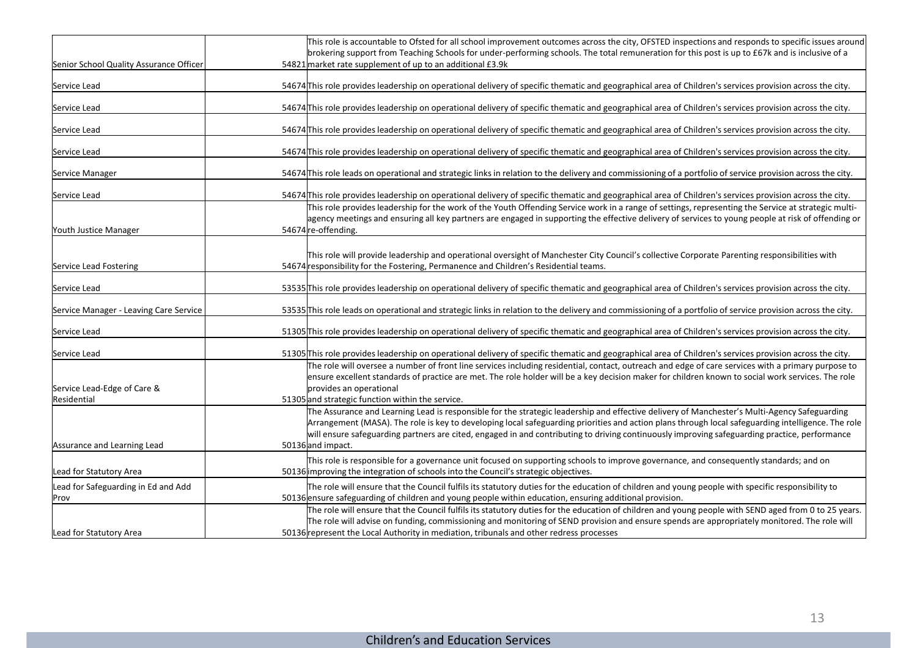| | | | |
|---|---|---|---|
| Senior School Quality Assurance Officer | | 54821 | This role is accountable to Ofsted for all school improvement outcomes across the city, OFSTED inspections and responds to specific issues around brokering support from Teaching Schools for under-performing schools. The total remuneration for this post is up to £67k and is inclusive of a market rate supplement of up to an additional £3.9k |
| Service Lead | | 54674 | This role provides leadership on operational delivery of specific thematic and geographical area of Children's services provision across the city. |
| Service Lead | | 54674 | This role provides leadership on operational delivery of specific thematic and geographical area of Children's services provision across the city. |
| Service Lead | | 54674 | This role provides leadership on operational delivery of specific thematic and geographical area of Children's services provision across the city. |
| Service Lead | | 54674 | This role provides leadership on operational delivery of specific thematic and geographical area of Children's services provision across the city. |
| Service Manager | | 54674 | This role leads on operational and strategic links in relation to the delivery and commissioning of a portfolio of service provision across the city. |
| Service Lead | | 54674 | This role provides leadership on operational delivery of specific thematic and geographical area of Children's services provision across the city. |
| Youth Justice Manager | | 54674 | This role provides leadership for the work of the Youth Offending Service work in a range of settings, representing the Service at strategic multi-agency meetings and ensuring all key partners are engaged in supporting the effective delivery of services to young people at risk of offending or re-offending. |
| Service Lead Fostering | | 54674 | This role will provide leadership and operational oversight of Manchester City Council's collective Corporate Parenting responsibilities with responsibility for the Fostering, Permanence and Children's Residential teams. |
| Service Lead | | 53535 | This role provides leadership on operational delivery of specific thematic and geographical area of Children's services provision across the city. |
| Service Manager - Leaving Care Service | | 53535 | This role leads on operational and strategic links in relation to the delivery and commissioning of a portfolio of service provision across the city. |
| Service Lead | | 51305 | This role provides leadership on operational delivery of specific thematic and geographical area of Children's services provision across the city. |
| Service Lead | | 51305 | This role provides leadership on operational delivery of specific thematic and geographical area of Children's services provision across the city. |
| Service Lead-Edge of Care & Residential | | 51305 | The role will oversee a number of front line services including residential, contact, outreach and edge of care services with a primary purpose to ensure excellent standards of practice are met. The role holder will be a key decision maker for children known to social work services. The role provides an operational and strategic function within the service. |
| Assurance and Learning Lead | | 50136 | The Assurance and Learning Lead is responsible for the strategic leadership and effective delivery of Manchester's Multi-Agency Safeguarding Arrangement (MASA). The role is key to developing local safeguarding priorities and action plans through local safeguarding intelligence. The role will ensure safeguarding partners are cited, engaged in and contributing to driving continuously improving safeguarding practice, performance and impact. |
| Lead for Statutory Area | | 50136 | This role is responsible for a governance unit focused on supporting schools to improve governance, and consequently standards; and on improving the integration of schools into the Council's strategic objectives. |
| Lead for Safeguarding in Ed and Add Prov | | 50136 | The role will ensure that the Council fulfils its statutory duties for the education of children and young people with specific responsibility to ensure safeguarding of children and young people within education, ensuring additional provision. |
| Lead for Statutory Area | | 50136 | The role will ensure that the Council fulfils its statutory duties for the education of children and young people with SEND aged from 0 to 25 years. The role will advise on funding, commissioning and monitoring of SEND provision and ensure spends are appropriately monitored. The role will represent the Local Authority in mediation, tribunals and other redress processes |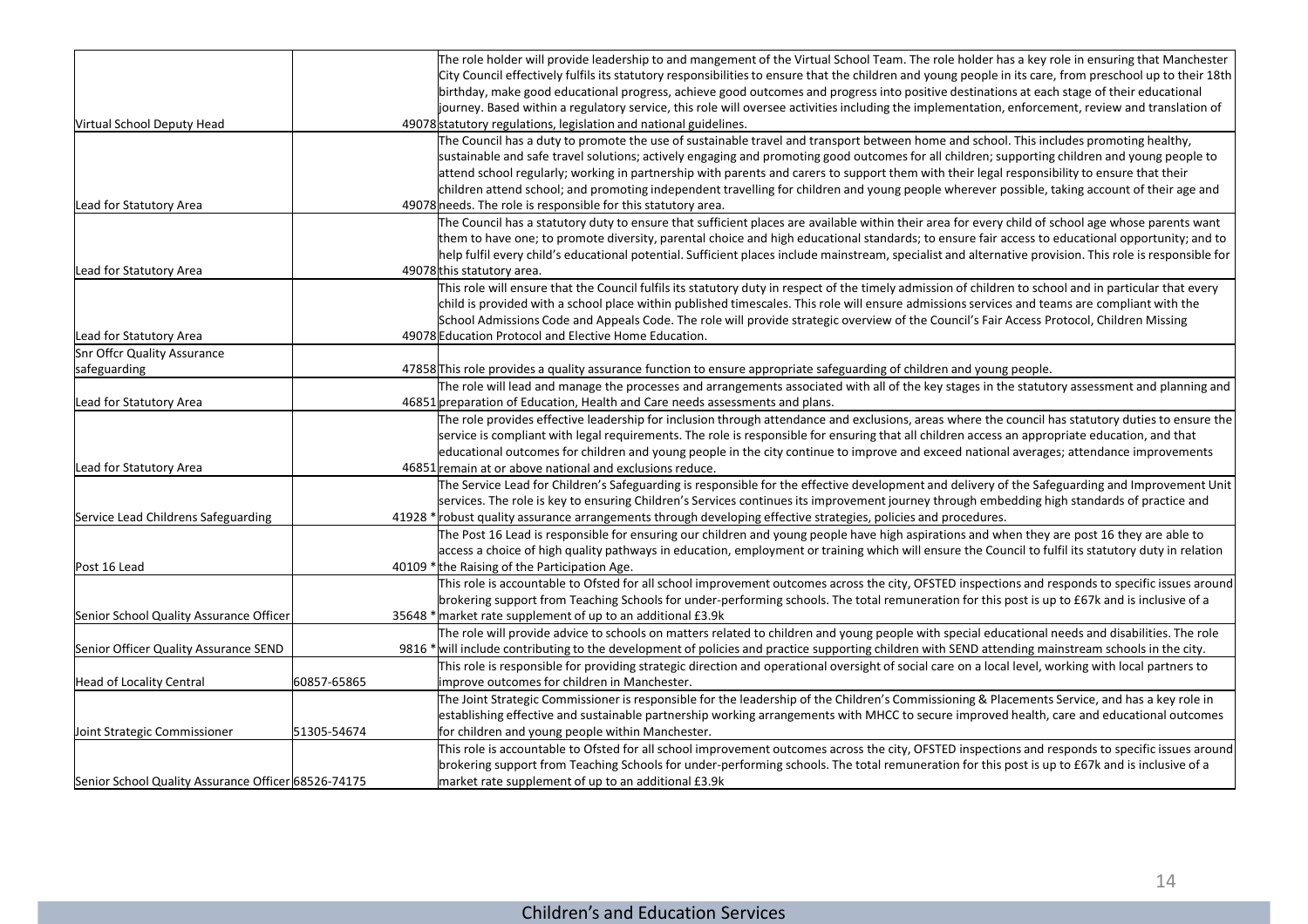| | | | |
|---|---|---|---|
| Virtual School Deputy Head | | 49078 | The role holder will provide leadership to and mangement of the Virtual School Team. The role holder has a key role in ensuring that Manchester City Council effectively fulfils its statutory responsibilities to ensure that the children and young people in its care, from preschool up to their 18th birthday, make good educational progress, achieve good outcomes and progress into positive destinations at each stage of their educational journey. Based within a regulatory service, this role will oversee activities including the implementation, enforcement, review and translation of statutory regulations, legislation and national guidelines. |
| Lead for Statutory Area | | 49078 | The Council has a duty to promote the use of sustainable travel and transport between home and school. This includes promoting healthy, sustainable and safe travel solutions; actively engaging and promoting good outcomes for all children; supporting children and young people to attend school regularly; working in partnership with parents and carers to support them with their legal responsibility to ensure that their children attend school; and promoting independent travelling for children and young people wherever possible, taking account of their age and needs. The role is responsible for this statutory area. |
| Lead for Statutory Area | | 49078 | The Council has a statutory duty to ensure that sufficient places are available within their area for every child of school age whose parents want them to have one; to promote diversity, parental choice and high educational standards; to ensure fair access to educational opportunity; and to help fulfil every child's educational potential. Sufficient places include mainstream, specialist and alternative provision. This role is responsible for this statutory area. |
| Lead for Statutory Area | | 49078 | This role will ensure that the Council fulfils its statutory duty in respect of the timely admission of children to school and in particular that every child is provided with a school place within published timescales. This role will ensure admissions services and teams are compliant with the School Admissions Code and Appeals Code. The role will provide strategic overview of the Council's Fair Access Protocol, Children Missing Education Protocol and Elective Home Education. |
| Snr Offcr Quality Assurance safeguarding | | 47858 | This role provides a quality assurance function to ensure appropriate safeguarding of children and young people. |
| Lead for Statutory Area | | 46851 | The role will lead and manage the processes and arrangements associated with all of the key stages in the statutory assessment and planning and preparation of Education, Health and Care needs assessments and plans. |
| Lead for Statutory Area | | 46851 | The role provides effective leadership for inclusion through attendance and exclusions, areas where the council has statutory duties to ensure the service is compliant with legal requirements. The role is responsible for ensuring that all children access an appropriate education, and that educational outcomes for children and young people in the city continue to improve and exceed national averages; attendance improvements remain at or above national and exclusions reduce. |
| Service Lead Childrens Safeguarding | | 41928 * | The Service Lead for Children's Safeguarding is responsible for the effective development and delivery of the Safeguarding and Improvement Unit services. The role is key to ensuring Children's Services continues its improvement journey through embedding high standards of practice and robust quality assurance arrangements through developing effective strategies, policies and procedures. |
| Post 16 Lead | | 40109 * | The Post 16 Lead is responsible for ensuring our children and young people have high aspirations and when they are post 16 they are able to access a choice of high quality pathways in education, employment or training which will ensure the Council to fulfil its statutory duty in relation the Raising of the Participation Age. |
| Senior School Quality Assurance Officer | | 35648 * | This role is accountable to Ofsted for all school improvement outcomes across the city, OFSTED inspections and responds to specific issues around brokering support from Teaching Schools for under-performing schools. The total remuneration for this post is up to £67k and is inclusive of a market rate supplement of up to an additional £3.9k |
| Senior Officer Quality Assurance SEND | | 9816 * | The role will provide advice to schools on matters related to children and young people with special educational needs and disabilities. The role will include contributing to the development of policies and practice supporting children with SEND attending mainstream schools in the city. |
| Head of Locality Central | 60857-65865 | | This role is responsible for providing strategic direction and operational oversight of social care on a local level, working with local partners to improve outcomes for children in Manchester. |
| Joint Strategic Commissioner | 51305-54674 | | The Joint Strategic Commissioner is responsible for the leadership of the Children's Commissioning & Placements Service, and has a key role in establishing effective and sustainable partnership working arrangements with MHCC to secure improved health, care and educational outcomes for children and young people within Manchester. |
| Senior School Quality Assurance Officer | 68526-74175 | | This role is accountable to Ofsted for all school improvement outcomes across the city, OFSTED inspections and responds to specific issues around brokering support from Teaching Schools for under-performing schools. The total remuneration for this post is up to £67k and is inclusive of a market rate supplement of up to an additional £3.9k |

Children's and Education Services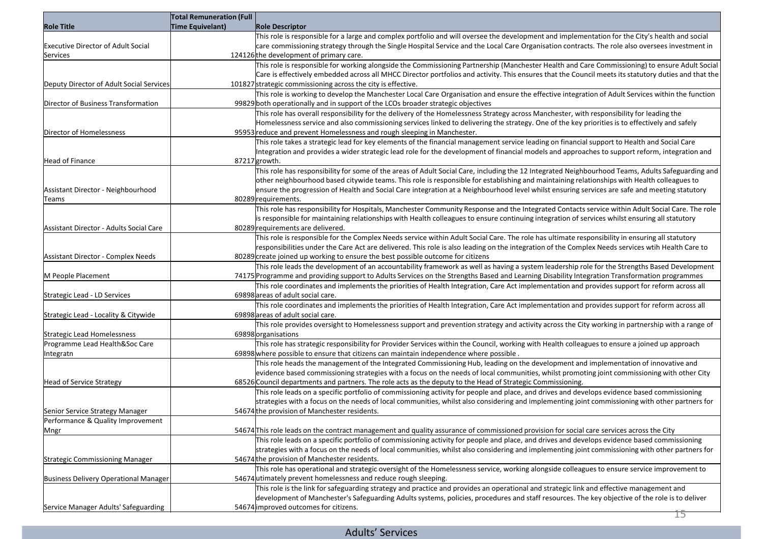| Role Title | Total Remuneration (Full Time Equivelant) | Role Descriptor |
|---|---|---|
| Executive Director of Adult Social Services | 124126 | This role is responsible for a large and complex portfolio and will oversee the development and implementation for the City's health and social care commissioning strategy through the Single Hospital Service and the Local Care Organisation contracts. The role also oversees investment in the development of primary care. |
| Deputy Director of Adult Social Services | 101827 | This role is responsible for working alongside the Commissioning Partnership (Manchester Health and Care Commissioning) to ensure Adult Social Care is effectively embedded across all MHCC Director portfolios and activity. This ensures that the Council meets its statutory duties and that the strategic commissioning across the city is effective. |
| Director of Business Transformation | 99829 | This role is working to develop the Manchester Local Care Organisation and ensure the effective integration of Adult Services within the function both operationally and in support of the LCOs broader strategic objectives |
| Director of Homelessness | 95953 | This role has overall responsibility for the delivery of the Homelessness Strategy across Manchester, with responsibility for leading the Homelessness service and also commissioning services linked to delivering the strategy. One of the key priorities is to effectively and safely reduce and prevent Homelessness and rough sleeping in Manchester. |
| Head of Finance | 87217 | This role takes a strategic lead for key elements of the financial management service leading on financial support to Health and Social Care Integration and provides a wider strategic lead role for the development of financial models and approaches to support reform, integration and growth. |
| Assistant Director - Neighbourhood Teams | 80289 | This role has responsibility for some of the areas of Adult Social Care, including the 12 Integrated Neighbourhood Teams, Adults Safeguarding and other neighbourhood based citywide teams. This role is responsible for establishing and maintaining relationships with Health colleagues to ensure the progression of Health and Social Care integration at a Neighbourhood level whilst ensuring services are safe and meeting statutory requirements. |
| Assistant Director - Adults Social Care | 80289 | This role has responsibility for Hospitals, Manchester Community Response and the Integrated Contacts service within Adult Social Care. The role is responsible for maintaining relationships with Health colleagues to ensure continuing integration of services whilst ensuring all statutory requirements are delivered. |
| Assistant Director - Complex Needs | 80289 | This role is responsible for the Complex Needs service within Adult Social Care. The role has ultimate responsibility in ensuring all statutory responsibilities under the Care Act are delivered. This role is also leading on the integration of the Complex Needs services wtih Health Care to create joined up working to ensure the best possible outcome for citizens |
| M People Placement | 74175 | This role leads the development of an accountability framework as well as having a system leadership role for the Strengths Based Development Programme and providing support to Adults Services on the Strengths Based and Learning Disability Integration Transformation programmes |
| Strategic Lead - LD Services | 69898 | This role coordinates and implements the priorities of Health Integration, Care Act implementation and provides support for reform across all areas of adult social care. |
| Strategic Lead - Locality & Citywide | 69898 | This role coordinates and implements the priorities of Health Integration, Care Act implementation and provides support for reform across all areas of adult social care. |
| Strategic Lead Homelessness | 69898 | This role provides oversight to Homelessness support and prevention strategy and activity across the City working in partnership with a range of organisations |
| Programme Lead Health&Soc Care Integratn | 69898 | This role has strategic responsibility for Provider Services within the Council, working with Health colleagues to ensure a joined up approach where possible to ensure that citizens can maintain independence where possible . |
| Head of Service Strategy | 68526 | This role heads the management of the Integrated Commissioning Hub, leading on the development and implementation of innovative and evidence based commissioning strategies with a focus on the needs of local communities, whilst promoting joint commissioning with other City Council departments and partners. The role acts as the deputy to the Head of Strategic Commissioning. |
| Senior Service Strategy Manager | 54674 | This role leads on a specific portfolio of commissioning activity for people and place, and drives and develops evidence based commissioning strategies with a focus on the needs of local communities, whilst also considering and implementing joint commissioning with other partners for the provision of Manchester residents. |
| Performance & Quality Improvement Mngr | 54674 | This role leads on the contract management and quality assurance of commissioned provision for social care services across the City |
| Strategic Commissioning Manager | 54674 | This role leads on a specific portfolio of commissioning activity for people and place, and drives and develops evidence based commissioning strategies with a focus on the needs of local communities, whilst also considering and implementing joint commissioning with other partners for the provision of Manchester residents. |
| Business Delivery Operational Manager | 54674 | This role has operational and strategic oversight of the Homelessness service, working alongside colleagues to ensure service improvement to utimately prevent homelessness and reduce rough sleeping. |
| Service Manager Adults' Safeguarding | 54674 | This role is the link for safeguarding strategy and practice and provides an operational and strategic link and effective management and development of Manchester's Safeguarding Adults systems, policies, procedures and staff resources. The key objective of the role is to deliver improved outcomes for citizens. |

Adults' Services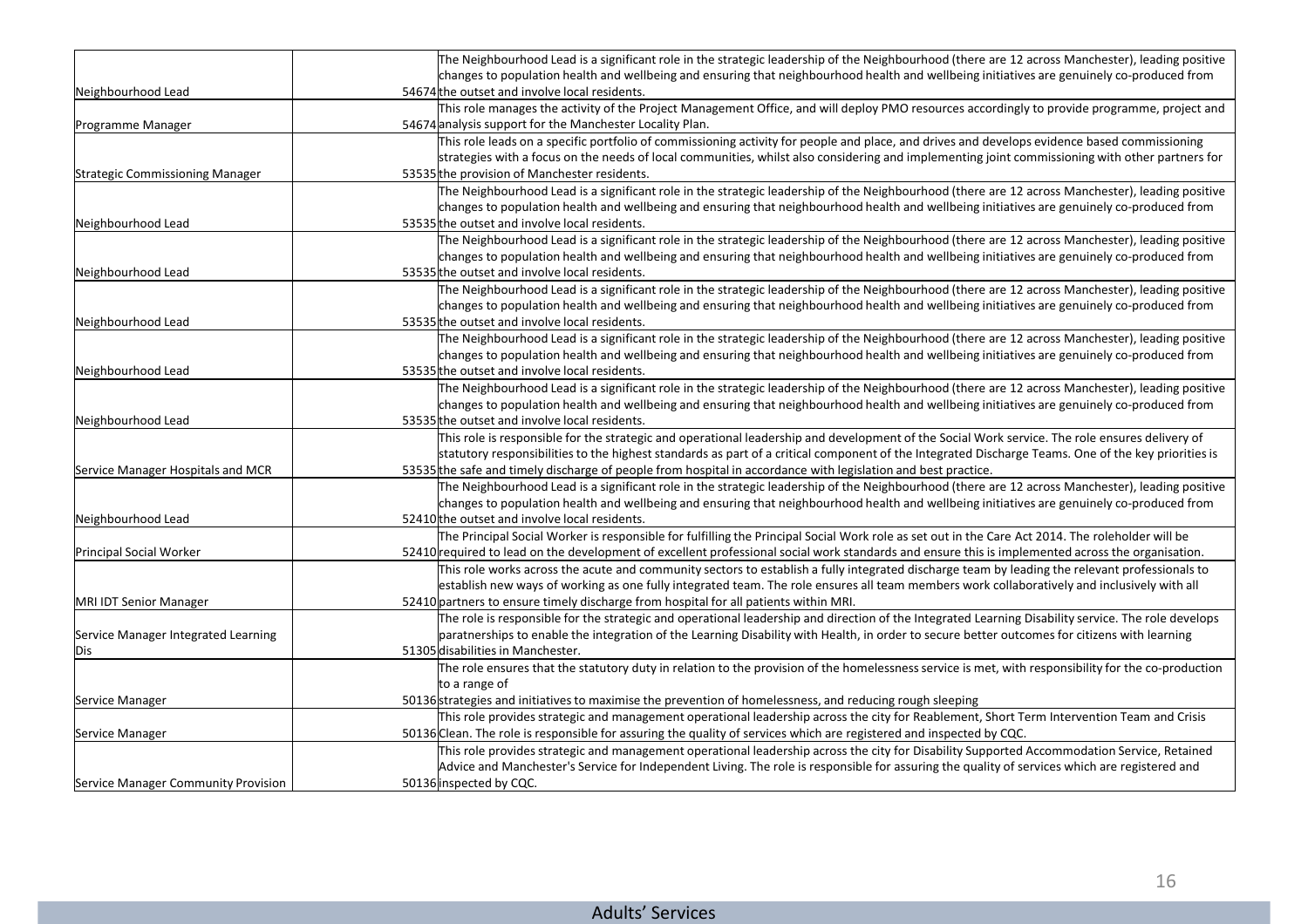| | | | |
|---|---|---|---|
| Neighbourhood Lead | | 54674 | The Neighbourhood Lead is a significant role in the strategic leadership of the Neighbourhood (there are 12 across Manchester), leading positive changes to population health and wellbeing and ensuring that neighbourhood health and wellbeing initiatives are genuinely co-produced from the outset and involve local residents. |
| Programme Manager | | 54674 | This role manages the activity of the Project Management Office, and will deploy PMO resources accordingly to provide programme, project and analysis support for the Manchester Locality Plan. |
| Strategic Commissioning Manager | | 53535 | This role leads on a specific portfolio of commissioning activity for people and place, and drives and develops evidence based commissioning strategies with a focus on the needs of local communities, whilst also considering and implementing joint commissioning with other partners for the provision of Manchester residents. |
| Neighbourhood Lead | | 53535 | The Neighbourhood Lead is a significant role in the strategic leadership of the Neighbourhood (there are 12 across Manchester), leading positive changes to population health and wellbeing and ensuring that neighbourhood health and wellbeing initiatives are genuinely co-produced from the outset and involve local residents. |
| Neighbourhood Lead | | 53535 | The Neighbourhood Lead is a significant role in the strategic leadership of the Neighbourhood (there are 12 across Manchester), leading positive changes to population health and wellbeing and ensuring that neighbourhood health and wellbeing initiatives are genuinely co-produced from the outset and involve local residents. |
| Neighbourhood Lead | | 53535 | The Neighbourhood Lead is a significant role in the strategic leadership of the Neighbourhood (there are 12 across Manchester), leading positive changes to population health and wellbeing and ensuring that neighbourhood health and wellbeing initiatives are genuinely co-produced from the outset and involve local residents. |
| Neighbourhood Lead | | 53535 | The Neighbourhood Lead is a significant role in the strategic leadership of the Neighbourhood (there are 12 across Manchester), leading positive changes to population health and wellbeing and ensuring that neighbourhood health and wellbeing initiatives are genuinely co-produced from the outset and involve local residents. |
| Neighbourhood Lead | | 53535 | The Neighbourhood Lead is a significant role in the strategic leadership of the Neighbourhood (there are 12 across Manchester), leading positive changes to population health and wellbeing and ensuring that neighbourhood health and wellbeing initiatives are genuinely co-produced from the outset and involve local residents. |
| Service Manager Hospitals and MCR | | 53535 | This role is responsible for the strategic and operational leadership and development of the Social Work service. The role ensures delivery of statutory responsibilities to the highest standards as part of a critical component of the Integrated Discharge Teams. One of the key priorities is the safe and timely discharge of people from hospital in accordance with legislation and best practice. |
| Neighbourhood Lead | | 52410 | The Neighbourhood Lead is a significant role in the strategic leadership of the Neighbourhood (there are 12 across Manchester), leading positive changes to population health and wellbeing and ensuring that neighbourhood health and wellbeing initiatives are genuinely co-produced from the outset and involve local residents. |
| Principal Social Worker | | 52410 | The Principal Social Worker is responsible for fulfilling the Principal Social Work role as set out in the Care Act 2014. The roleholder will be required to lead on the development of excellent professional social work standards and ensure this is implemented across the organisation. |
| MRI IDT Senior Manager | | 52410 | This role works across the acute and community sectors to establish a fully integrated discharge team by leading the relevant professionals to establish new ways of working as one fully integrated team. The role ensures all team members work collaboratively and inclusively with all partners to ensure timely discharge from hospital for all patients within MRI. |
| Service Manager Integrated Learning Dis | | 51305 | The role is responsible for the strategic and operational leadership and direction of the Integrated Learning Disability service. The role develops paratnerships to enable the integration of the Learning Disability with Health, in order to secure better outcomes for citizens with learning disabilities in Manchester. |
| Service Manager | | 50136 | The role ensures that the statutory duty in relation to the provision of the homelessness service is met, with responsibility for the co-production to a range of strategies and initiatives to maximise the prevention of homelessness, and reducing rough sleeping |
| Service Manager | | 50136 | This role provides strategic and management operational leadership across the city for Reablement, Short Term Intervention Team and Crisis Clean. The role is responsible for assuring the quality of services which are registered and inspected by CQC. |
| Service Manager Community Provision | | 50136 | This role provides strategic and management operational leadership across the city for Disability Supported Accommodation Service, Retained Advice and Manchester's Service for Independent Living. The role is responsible for assuring the quality of services which are registered and inspected by CQC. |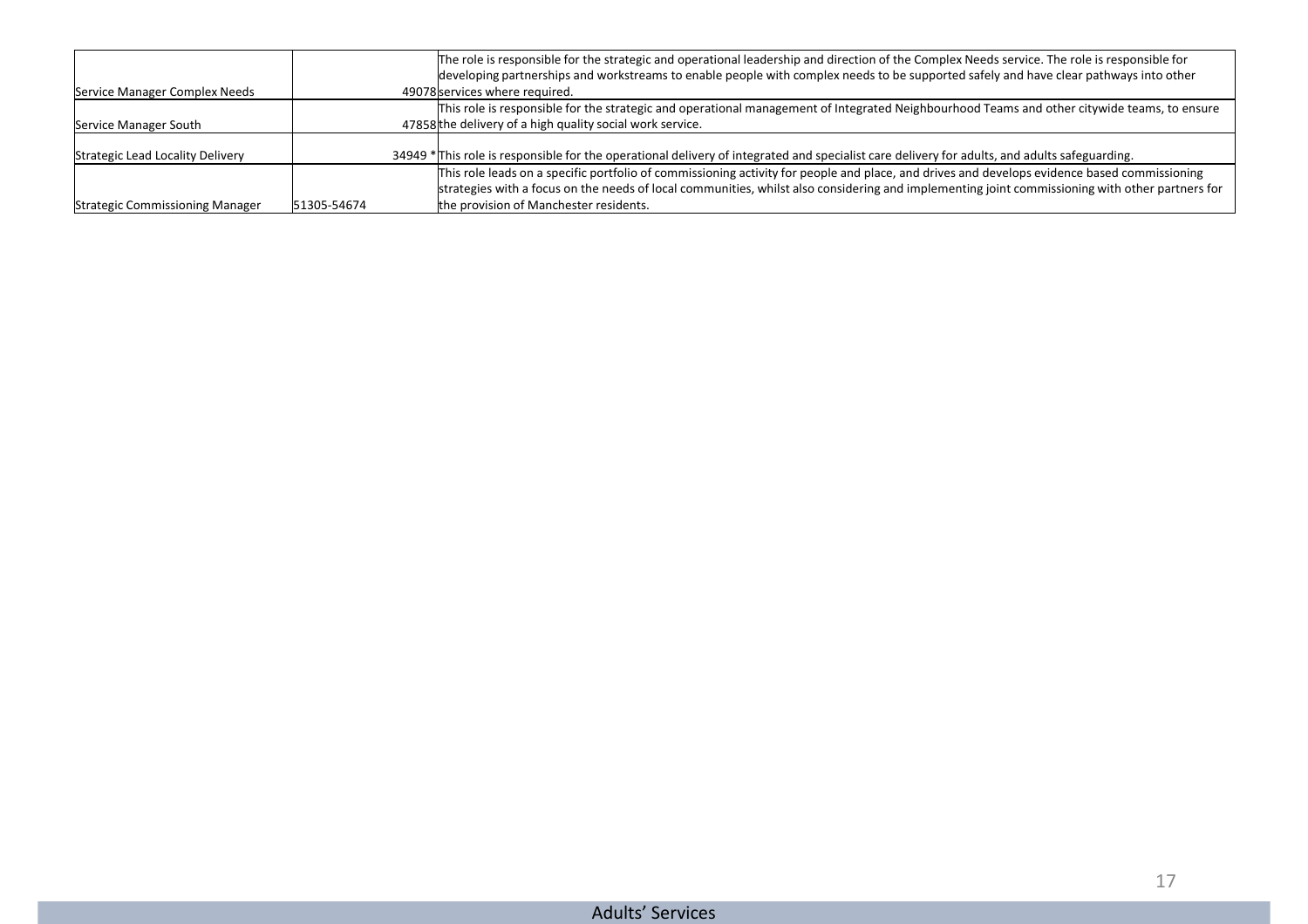| | | |
|---|---|---|
| Service Manager Complex Needs | 49078 | The role is responsible for the strategic and operational leadership and direction of the Complex Needs service. The role is responsible for developing partnerships and workstreams to enable people with complex needs to be supported safely and have clear pathways into other services where required. |
| Service Manager South | 47858 | This role is responsible for the strategic and operational management of Integrated Neighbourhood Teams and other citywide teams, to ensure the delivery of a high quality social work service. |
| Strategic Lead Locality Delivery | 34949 * | This role is responsible for the operational delivery of integrated and specialist care delivery for adults, and adults safeguarding. |
| Strategic Commissioning Manager | 51305-54674 | This role leads on a specific portfolio of commissioning activity for people and place, and drives and develops evidence based commissioning strategies with a focus on the needs of local communities, whilst also considering and implementing joint commissioning with other partners for the provision of Manchester residents. |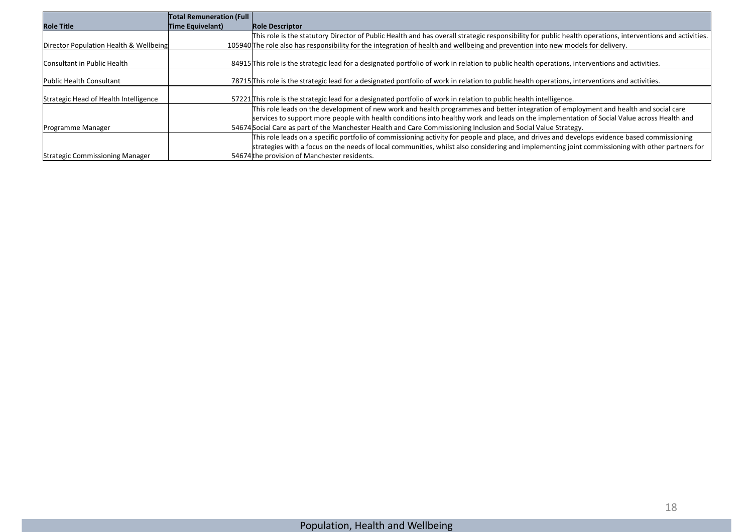| Role Title | Total Remuneration (Full Time Equivelant) | Role Descriptor |
| --- | --- | --- |
| Director Population Health & Wellbeing | 105940 | This role is the statutory Director of Public Health and has overall strategic responsibility for public health operations, interventions and activities. The role also has responsibility for the integration of health and wellbeing and prevention into new models for delivery. |
| Consultant in Public Health | 84915 | This role is the strategic lead for a designated portfolio of work in relation to public health operations, interventions and activities. |
| Public Health Consultant | 78715 | This role is the strategic lead for a designated portfolio of work in relation to public health operations, interventions and activities. |
| Strategic Head of Health Intelligence | 57221 | This role is the strategic lead for a designated portfolio of work in relation to public health intelligence. |
| Programme Manager | 54674 | This role leads on the development of new work and health programmes and better integration of employment and health and social care services to support more people with health conditions into healthy work and leads on the implementation of Social Value across Health and Social Care as part of the Manchester Health and Care Commissioning Inclusion and Social Value Strategy. |
| Strategic Commissioning Manager | 54674 | This role leads on a specific portfolio of commissioning activity for people and place, and drives and develops evidence based commissioning strategies with a focus on the needs of local communities, whilst also considering and implementing joint commissioning with other partners for the provision of Manchester residents. |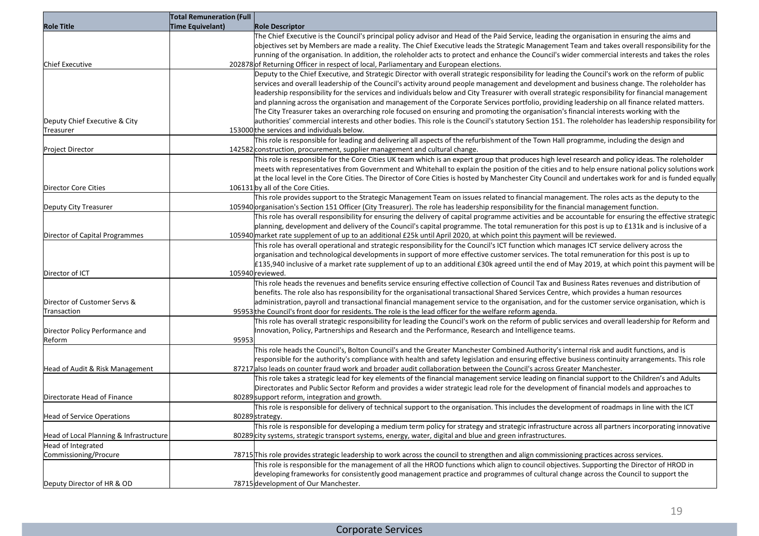| Role Title | Total Remuneration (Full Time Equivelant) | Role Descriptor |
|---|---|---|
| Chief Executive | 202878 | The Chief Executive is the Council's principal policy advisor and Head of the Paid Service, leading the organisation in ensuring the aims and objectives set by Members are made a reality. The Chief Executive leads the Strategic Management Team and takes overall responsibility for the running of the organisation. In addition, the roleholder acts to protect and enhance the Council's wider commercial interests and takes the roles of Returning Officer in respect of local, Parliamentary and European elections. |
| Deputy Chief Executive & City Treasurer | 153000 | Deputy to the Chief Executive, and Strategic Director with overall strategic responsibility for leading the Council's work on the reform of public services and overall leadership of the Council's activity around people management and development and business change. The roleholder has leadership responsibility for the services and individuals below and City Treasurer with overall strategic responsibility for financial management and planning across the organisation and management of the Corporate Services portfolio, providing leadership on all finance related matters. The City Treasurer takes an overarching role focused on ensuring and promoting the organisation's financial interests working with the authorities' commercial interests and other bodies. This role is the Council's statutory Section 151. The roleholder has leadership responsibility for the services and individuals below. |
| Project Director | 142582 | This role is responsible for leading and delivering all aspects of the refurbishment of the Town Hall programme, including the design and construction, procurement, supplier management and cultural change. |
| Director Core Cities | 106131 | This role is responsible for the Core Cities UK team which is an expert group that produces high level research and policy ideas. The roleholder meets with representatives from Government and Whitehall to explain the position of the cities and to help ensure national policy solutions work at the local level in the Core Cities. The Director of Core Cities is hosted by Manchester City Council and undertakes work for and is funded equally by all of the Core Cities. |
| Deputy City Treasurer | 105940 | This role provides support to the Strategic Management Team on issues related to financial management. The roles acts as the deputy to the organisation's Section 151 Officer (City Treasurer). The role has leadership responsibility for the financial management function. |
| Director of Capital Programmes | 105940 | This role has overall responsibility for ensuring the delivery of capital programme activities and be accountable for ensuring the effective strategic planning, development and delivery of the Council's capital programme. The total remuneration for this post is up to £131k and is inclusive of a market rate supplement of up to an additional £25k until April 2020, at which point this payment will be reviewed. |
| Director of ICT | 105940 | This role has overall operational and strategic responsibility for the Council's ICT function which manages ICT service delivery across the organisation and technological developments in support of more effective customer services. The total remuneration for this post is up to £135,940 inclusive of a market rate supplement of up to an additional £30k agreed until the end of May 2019, at which point this payment will be reviewed. |
| Director of Customer Servs & Transaction | 95953 | This role heads the revenues and benefits service ensuring effective collection of Council Tax and Business Rates revenues and distribution of benefits. The role also has responsibility for the organisational transactional Shared Services Centre, which provides a human resources administration, payroll and transactional financial management service to the organisation, and for the customer service organisation, which is the Council's front door for residents. The role is the lead officer for the welfare reform agenda. |
| Director Policy Performance and Reform | 95953 | This role has overall strategic responsibility for leading the Council's work on the reform of public services and overall leadership for Reform and Innovation, Policy, Partnerships and Research and the Performance, Research and Intelligence teams. |
| Head of Audit & Risk Management | 87217 | This role heads the Council's, Bolton Council's and the Greater Manchester Combined Authority's internal risk and audit functions, and is responsible for the authority's compliance with health and safety legislation and ensuring effective business continuity arrangements. This role also leads on counter fraud work and broader audit collaboration between the Council's across Greater Manchester. |
| Directorate Head of Finance | 80289 | This role takes a strategic lead for key elements of the financial management service leading on financial support to the Children's and Adults Directorates and Public Sector Reform and provides a wider strategic lead role for the development of financial models and approaches to support reform, integration and growth. |
| Head of Service Operations | 80289 | This role is responsible for delivery of technical support to the organisation. This includes the development of roadmaps in line with the ICT strategy. |
| Head of Local Planning & Infrastructure | 80289 | This role is responsible for developing a medium term policy for strategy and strategic infrastructure across all partners incorporating innovative city systems, strategic transport systems, energy, water, digital and blue and green infrastructures. |
| Head of Integrated Commissioning/Procure | 78715 | This role provides strategic leadership to work across the council to strengthen and align commissioning practices across services. |
| Deputy Director of HR & OD | 78715 | This role is responsible for the management of all the HROD functions which align to council objectives. Supporting the Director of HROD in developing frameworks for consistently good management practice and programmes of cultural change across the Council to support the development of Our Manchester. |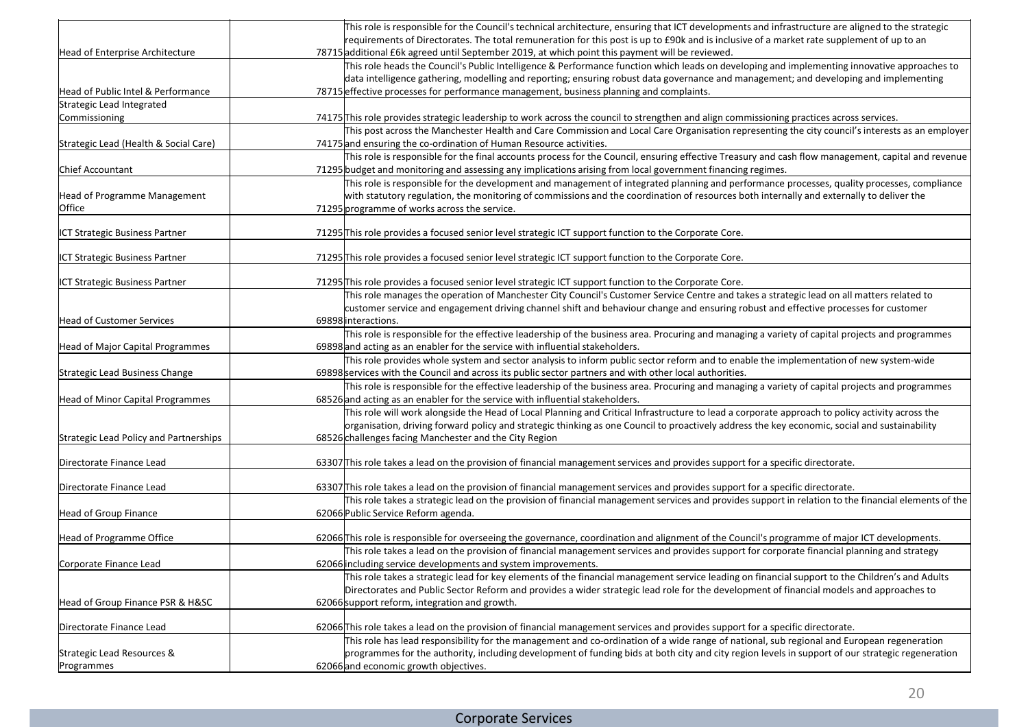| | | | |
|---|---|---|---|
| Head of Enterprise Architecture | | 78715 | This role is responsible for the Council's technical architecture, ensuring that ICT developments and infrastructure are aligned to the strategic requirements of Directorates. The total remuneration for this post is up to £90k and is inclusive of a market rate supplement of up to an additional £6k agreed until September 2019, at which point this payment will be reviewed. |
| Head of Public Intel & Performance | | 78715 | This role heads the Council's Public Intelligence & Performance function which leads on developing and implementing innovative approaches to data intelligence gathering, modelling and reporting; ensuring robust data governance and management; and developing and implementing effective processes for performance management, business planning and complaints. |
| Strategic Lead Integrated Commissioning | | 74175 | This role provides strategic leadership to work across the council to strengthen and align commissioning practices across services. |
| Strategic Lead (Health & Social Care) | | 74175 | This post across the Manchester Health and Care Commission and Local Care Organisation representing the city council's interests as an employer and ensuring the co-ordination of Human Resource activities. |
| Chief Accountant | | 71295 | This role is responsible for the final accounts process for the Council, ensuring effective Treasury and cash flow management, capital and revenue budget and monitoring and assessing any implications arising from local government financing regimes. |
| Head of Programme Management Office | | 71295 | This role is responsible for the development and management of integrated planning and performance processes, quality processes, compliance with statutory regulation, the monitoring of commissions and the coordination of resources both internally and externally to deliver the programme of works across the service. |
| ICT Strategic Business Partner | | 71295 | This role provides a focused senior level strategic ICT support function to the Corporate Core. |
| ICT Strategic Business Partner | | 71295 | This role provides a focused senior level strategic ICT support function to the Corporate Core. |
| ICT Strategic Business Partner | | 71295 | This role provides a focused senior level strategic ICT support function to the Corporate Core. |
| Head of Customer Services | | 69898 | This role manages the operation of Manchester City Council's Customer Service Centre and takes a strategic lead on all matters related to customer service and engagement driving channel shift and behaviour change and ensuring robust and effective processes for customer interactions. |
| Head of Major Capital Programmes | | 69898 | This role is responsible for the effective leadership of the business area. Procuring and managing a variety of capital projects and programmes and acting as an enabler for the service with influential stakeholders. |
| Strategic Lead Business Change | | 69898 | This role provides whole system and sector analysis to inform public sector reform and to enable the implementation of new system-wide services with the Council and across its public sector partners and with other local authorities. |
| Head of Minor Capital Programmes | | 68526 | This role is responsible for the effective leadership of the business area. Procuring and managing a variety of capital projects and programmes and acting as an enabler for the service with influential stakeholders. |
| Strategic Lead Policy and Partnerships | | 68526 | This role will work alongside the Head of Local Planning and Critical Infrastructure to lead a corporate approach to policy activity across the organisation, driving forward policy and strategic thinking as one Council to proactively address the key economic, social and sustainability challenges facing Manchester and the City Region |
| Directorate Finance Lead | | 63307 | This role takes a lead on the provision of financial management services and provides support for a specific directorate. |
| Directorate Finance Lead | | 63307 | This role takes a lead on the provision of financial management services and provides support for a specific directorate. |
| Head of Group Finance | | 62066 | This role takes a strategic lead on the provision of financial management services and provides support in relation to the financial elements of the Public Service Reform agenda. |
| Head of Programme Office | | 62066 | This role is responsible for overseeing the governance, coordination and alignment of the Council's programme of major ICT developments. |
| Corporate Finance Lead | | 62066 | This role takes a lead on the provision of financial management services and provides support for corporate financial planning and strategy including service developments and system improvements. |
| Head of Group Finance PSR & H&SC | | 62066 | This role takes a strategic lead for key elements of the financial management service leading on financial support to the Children's and Adults Directorates and Public Sector Reform and provides a wider strategic lead role for the development of financial models and approaches to support reform, integration and growth. |
| Directorate Finance Lead | | 62066 | This role takes a lead on the provision of financial management services and provides support for a specific directorate. |
| Strategic Lead Resources & Programmes | | 62066 | This role has lead responsibility for the management and co-ordination of a wide range of national, sub regional and European regeneration programmes for the authority, including development of funding bids at both city and city region levels in support of our strategic regeneration and economic growth objectives. |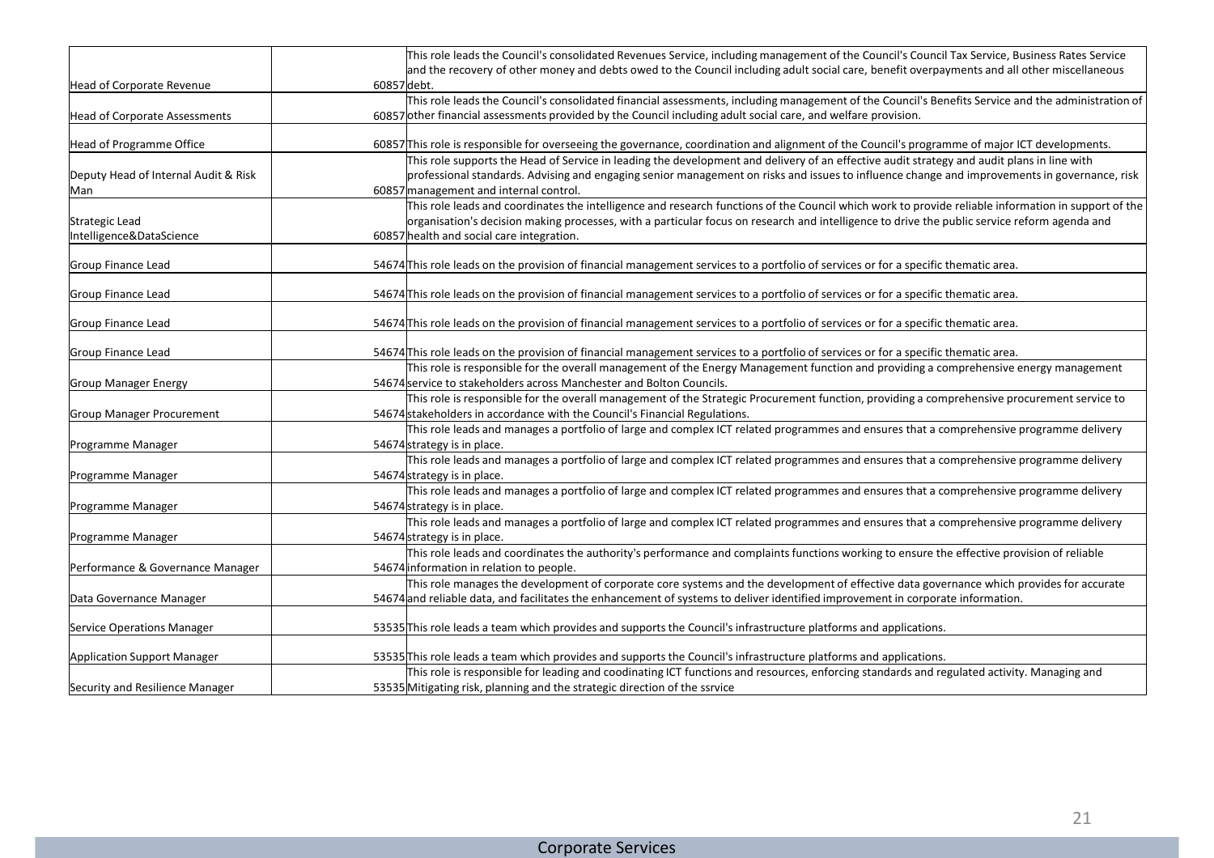| | | | |
|---|---|---|---|
| Head of Corporate Revenue | | 60857 | This role leads the Council's consolidated Revenues Service, including management of the Council's Council Tax Service, Business Rates Service and the recovery of other money and debts owed to the Council including adult social care, benefit overpayments and all other miscellaneous debt. |
| Head of Corporate Assessments | | 60857 | This role leads the Council's consolidated financial assessments, including management of the Council's Benefits Service and the administration of other financial assessments provided by the Council including adult social care, and welfare provision. |
| Head of Programme Office | | 60857 | This role is responsible for overseeing the governance, coordination and alignment of the Council's programme of major ICT developments. |
| Deputy Head of Internal Audit & Risk Man | | 60857 | This role supports the Head of Service in leading the development and delivery of an effective audit strategy and audit plans in line with professional standards. Advising and engaging senior management on risks and issues to influence change and improvements in governance, risk management and internal control. |
| Strategic Lead Intelligence&DataScience | | 60857 | This role leads and coordinates the intelligence and research functions of the Council which work to provide reliable information in support of the organisation's decision making processes, with a particular focus on research and intelligence to drive the public service reform agenda and health and social care integration. |
| Group Finance Lead | | 54674 | This role leads on the provision of financial management services to a portfolio of services or for a specific thematic area. |
| Group Finance Lead | | 54674 | This role leads on the provision of financial management services to a portfolio of services or for a specific thematic area. |
| Group Finance Lead | | 54674 | This role leads on the provision of financial management services to a portfolio of services or for a specific thematic area. |
| Group Finance Lead | | 54674 | This role leads on the provision of financial management services to a portfolio of services or for a specific thematic area. |
| Group Manager Energy | | 54674 | This role is responsible for the overall management of the Energy Management function and providing a comprehensive energy management service to stakeholders across Manchester and Bolton Councils. |
| Group Manager Procurement | | 54674 | This role is responsible for the overall management of the Strategic Procurement function, providing a comprehensive procurement service to stakeholders in accordance with the Council's Financial Regulations. |
| Programme Manager | | 54674 | This role leads and manages a portfolio of large and complex ICT related programmes and ensures that a comprehensive programme delivery strategy is in place. |
| Programme Manager | | 54674 | This role leads and manages a portfolio of large and complex ICT related programmes and ensures that a comprehensive programme delivery strategy is in place. |
| Programme Manager | | 54674 | This role leads and manages a portfolio of large and complex ICT related programmes and ensures that a comprehensive programme delivery strategy is in place. |
| Programme Manager | | 54674 | This role leads and manages a portfolio of large and complex ICT related programmes and ensures that a comprehensive programme delivery strategy is in place. |
| Performance & Governance Manager | | 54674 | This role leads and coordinates the authority's performance and complaints functions working to ensure the effective provision of reliable information in relation to people. |
| Data Governance Manager | | 54674 | This role manages the development of corporate core systems and the development of effective data governance which provides for accurate and reliable data, and facilitates the enhancement of systems to deliver identified improvement in corporate information. |
| Service Operations Manager | | 53535 | This role leads a team which provides and supports the Council's infrastructure platforms and applications. |
| Application Support Manager | | 53535 | This role leads a team which provides and supports the Council's infrastructure platforms and applications. |
| Security and Resilience Manager | | 53535 | This role is responsible for leading and coodinating ICT functions and resources, enforcing standards and regulated activity. Managing and Mitigating risk, planning and the strategic direction of the ssrvice |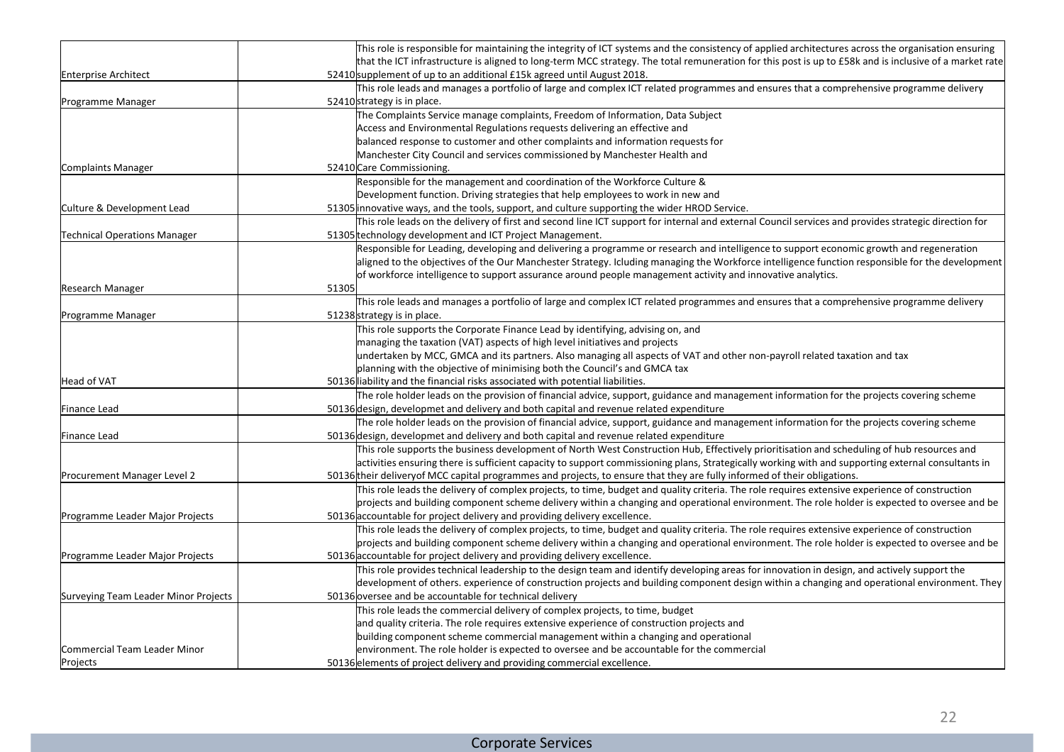| | | | |
|---|---|---|---|
| Enterprise Architect | | 52410 | This role is responsible for maintaining the integrity of ICT systems and the consistency of applied architectures across the organisation ensuring that the ICT infrastructure is aligned to long-term MCC strategy. The total remuneration for this post is up to £58k and is inclusive of a market rate supplement of up to an additional £15k agreed until August 2018. |
| Programme Manager | | 52410 | This role leads and manages a portfolio of large and complex ICT related programmes and ensures that a comprehensive programme delivery strategy is in place. |
| Complaints Manager | | 52410 | The Complaints Service manage complaints, Freedom of Information, Data Subject Access and Environmental Regulations requests delivering an effective and balanced response to customer and other complaints and information requests for Manchester City Council and services commissioned by Manchester Health and Care Commissioning. |
| Culture & Development Lead | | 51305 | Responsible for the management and coordination of the Workforce Culture & Development function. Driving strategies that help employees to work in new and innovative ways, and the tools, support, and culture supporting the wider HROD Service. |
| Technical Operations Manager | | 51305 | This role leads on the delivery of first and second line ICT support for internal and external Council services and provides strategic direction for technology development and ICT Project Management. |
| Research Manager | | 51305 | Responsible for Leading, developing and delivering a programme or research and intelligence to support economic growth and regeneration aligned to the objectives of the Our Manchester Strategy. Icluding managing the Workforce intelligence function responsible for the development of workforce intelligence to support assurance around people management activity and innovative analytics. |
| Programme Manager | | 51238 | This role leads and manages a portfolio of large and complex ICT related programmes and ensures that a comprehensive programme delivery strategy is in place. |
| Head of VAT | | 50136 | This role supports the Corporate Finance Lead by identifying, advising on, and managing the taxation (VAT) aspects of high level initiatives and projects undertaken by MCC, GMCA and its partners. Also managing all aspects of VAT and other non-payroll related taxation and tax planning with the objective of minimising both the Council's and GMCA tax liability and the financial risks associated with potential liabilities. |
| Finance Lead | | 50136 | The role holder leads on the provision of financial advice, support, guidance and management information for the projects covering scheme design, developmet and delivery and both capital and revenue related expenditure |
| Finance Lead | | 50136 | The role holder leads on the provision of financial advice, support, guidance and management information for the projects covering scheme design, developmet and delivery and both capital and revenue related expenditure |
| Procurement Manager Level 2 | | 50136 | This role supports the business development of North West Construction Hub, Effectively prioritisation and scheduling of hub resources and activities ensuring there is sufficient capacity to support commissioning plans, Strategically working with and supporting external consultants in their deliveryof MCC capital programmes and projects, to ensure that they are fully informed of their obligations. |
| Programme Leader Major Projects | | 50136 | This role leads the delivery of complex projects, to time, budget and quality criteria. The role requires extensive experience of construction projects and building component scheme delivery within a changing and operational environment. The role holder is expected to oversee and be accountable for project delivery and providing delivery excellence. |
| Programme Leader Major Projects | | 50136 | This role leads the delivery of complex projects, to time, budget and quality criteria. The role requires extensive experience of construction projects and building component scheme delivery within a changing and operational environment. The role holder is expected to oversee and be accountable for project delivery and providing delivery excellence. |
| Surveying Team Leader Minor Projects | | 50136 | This role provides technical leadership to the design team and identify developing areas for innovation in design, and actively support the development of others. experience of construction projects and building component design within a changing and operational environment. They oversee and be accountable for technical delivery |
| Commercial Team Leader Minor Projects | | 50136 | This role leads the commercial delivery of complex projects, to time, budget and quality criteria. The role requires extensive experience of construction projects and building component scheme commercial management within a changing and operational environment. The role holder is expected to oversee and be accountable for the commercial elements of project delivery and providing commercial excellence. |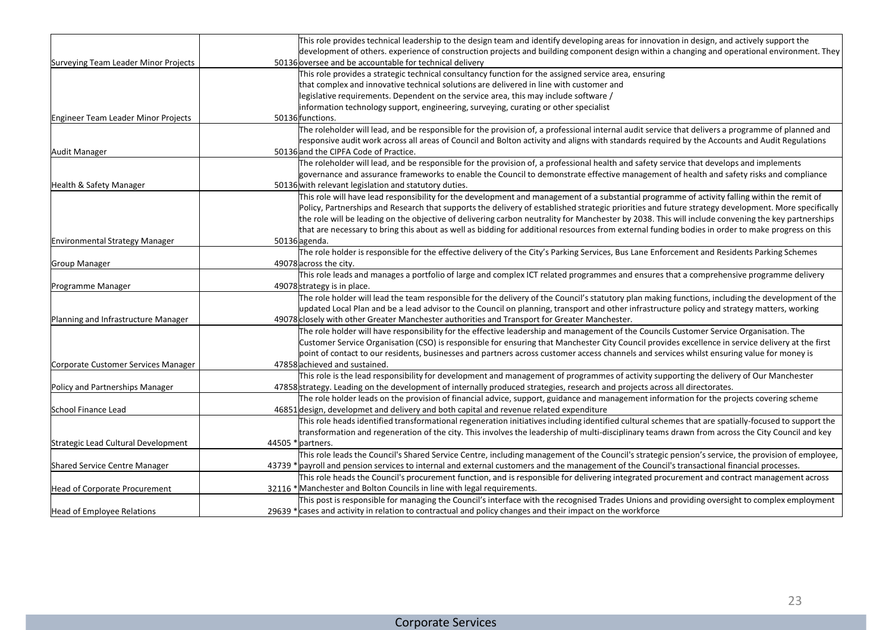| | | | |
|---|---|---|---|
| Surveying Team Leader Minor Projects | | 50136 | This role provides technical leadership to the design team and identify developing areas for innovation in design, and actively support the development of others. experience of construction projects and building component design within a changing and operational environment. They oversee and be accountable for technical delivery |
| Engineer Team Leader Minor Projects | | 50136 | This role provides a strategic technical consultancy function for the assigned service area, ensuring that complex and innovative technical solutions are delivered in line with customer and legislative requirements. Dependent on the service area, this may include software / information technology support, engineering, surveying, curating or other specialist functions. |
| Audit Manager | | 50136 | The roleholder will lead, and be responsible for the provision of, a professional internal audit service that delivers a programme of planned and responsive audit work across all areas of Council and Bolton activity and aligns with standards required by the Accounts and Audit Regulations and the CIPFA Code of Practice. |
| Health & Safety Manager | | 50136 | The roleholder will lead, and be responsible for the provision of, a professional health and safety service that develops and implements governance and assurance frameworks to enable the Council to demonstrate effective management of health and safety risks and compliance with relevant legislation and statutory duties. |
| Environmental Strategy Manager | | 50136 | This role will have lead responsibility for the development and management of a substantial programme of activity falling within the remit of Policy, Partnerships and Research that supports the delivery of established strategic priorities and future strategy development. More specifically the role will be leading on the objective of delivering carbon neutrality for Manchester by 2038. This will include convening the key partnerships that are necessary to bring this about as well as bidding for additional resources from external funding bodies in order to make progress on this agenda. |
| Group Manager | | 49078 | The role holder is responsible for the effective delivery of the City's Parking Services, Bus Lane Enforcement and Residents Parking Schemes across the city. |
| Programme Manager | | 49078 | This role leads and manages a portfolio of large and complex ICT related programmes and ensures that a comprehensive programme delivery strategy is in place. |
| Planning and Infrastructure Manager | | 49078 | The role holder will lead the team responsible for the delivery of the Council's statutory plan making functions, including the development of the updated Local Plan and be a lead advisor to the Council on planning, transport and other infrastructure policy and strategy matters, working closely with other Greater Manchester authorities and Transport for Greater Manchester. |
| Corporate Customer Services Manager | | 47858 | The role holder will have responsibility for the effective leadership and management of the Councils Customer Service Organisation. The Customer Service Organisation (CSO) is responsible for ensuring that Manchester City Council provides excellence in service delivery at the first point of contact to our residents, businesses and partners across customer access channels and services whilst ensuring value for money is achieved and sustained. |
| Policy and Partnerships Manager | | 47858 | This role is the lead responsibility for development and management of programmes of activity supporting the delivery of Our Manchester strategy. Leading on the development of internally produced strategies, research and projects across all directorates. |
| School Finance Lead | | 46851 | The role holder leads on the provision of financial advice, support, guidance and management information for the projects covering scheme design, developmet and delivery and both capital and revenue related expenditure |
| Strategic Lead Cultural Development | | 44505 * | This role heads identified transformational regeneration initiatives including identified cultural schemes that are spatially-focused to support the transformation and regeneration of the city. This involves the leadership of multi-disciplinary teams drawn from across the City Council and key partners. |
| Shared Service Centre Manager | | 43739 * | This role leads the Council's Shared Service Centre, including management of the Council's strategic pension's service, the provision of employee, payroll and pension services to internal and external customers and the management of the Council's transactional financial processes. |
| Head of Corporate Procurement | | 32116 * | This role heads the Council's procurement function, and is responsible for delivering integrated procurement and contract management across Manchester and Bolton Councils in line with legal requirements. |
| Head of Employee Relations | | 29639 * | This post is responsible for managing the Council's interface with the recognised Trades Unions and providing oversight to complex employment cases and activity in relation to contractual and policy changes and their impact on the workforce |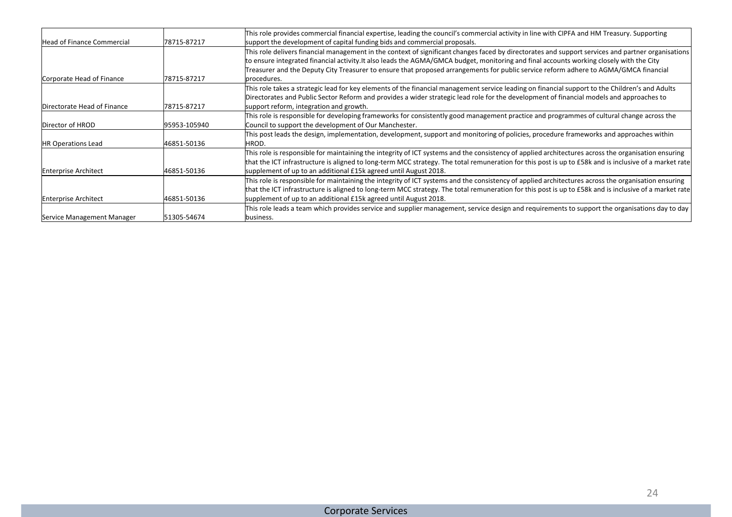| | | |
|---|---|---|
| Head of Finance Commercial | 78715-87217 | This role provides commercial financial expertise, leading the council's commercial activity in line with CIPFA and HM Treasury. Supporting support the development of capital funding bids and commercial proposals. |
| Corporate Head of Finance | 78715-87217 | This role delivers financial management in the context of significant changes faced by directorates and support services and partner organisations to ensure integrated financial activity.It also leads the AGMA/GMCA budget, monitoring and final accounts working closely with the City Treasurer and the Deputy City Treasurer to ensure that proposed arrangements for public service reform adhere to AGMA/GMCA financial procedures. |
| Directorate Head of Finance | 78715-87217 | This role takes a strategic lead for key elements of the financial management service leading on financial support to the Children's and Adults Directorates and Public Sector Reform and provides a wider strategic lead role for the development of financial models and approaches to support reform, integration and growth. |
| Director of HROD | 95953-105940 | This role is responsible for developing frameworks for consistently good management practice and programmes of cultural change across the Council to support the development of Our Manchester. |
| HR Operations Lead | 46851-50136 | This post leads the design, implementation, development, support and monitoring of policies, procedure frameworks and approaches within HROD. |
| Enterprise Architect | 46851-50136 | This role is responsible for maintaining the integrity of ICT systems and the consistency of applied architectures across the organisation ensuring that the ICT infrastructure is aligned to long-term MCC strategy. The total remuneration for this post is up to £58k and is inclusive of a market rate supplement of up to an additional £15k agreed until August 2018. |
| Enterprise Architect | 46851-50136 | This role is responsible for maintaining the integrity of ICT systems and the consistency of applied architectures across the organisation ensuring that the ICT infrastructure is aligned to long-term MCC strategy. The total remuneration for this post is up to £58k and is inclusive of a market rate supplement of up to an additional £15k agreed until August 2018. |
| Service Management Manager | 51305-54674 | This role leads a team which provides service and supplier management, service design and requirements to support the organisations day to day business. |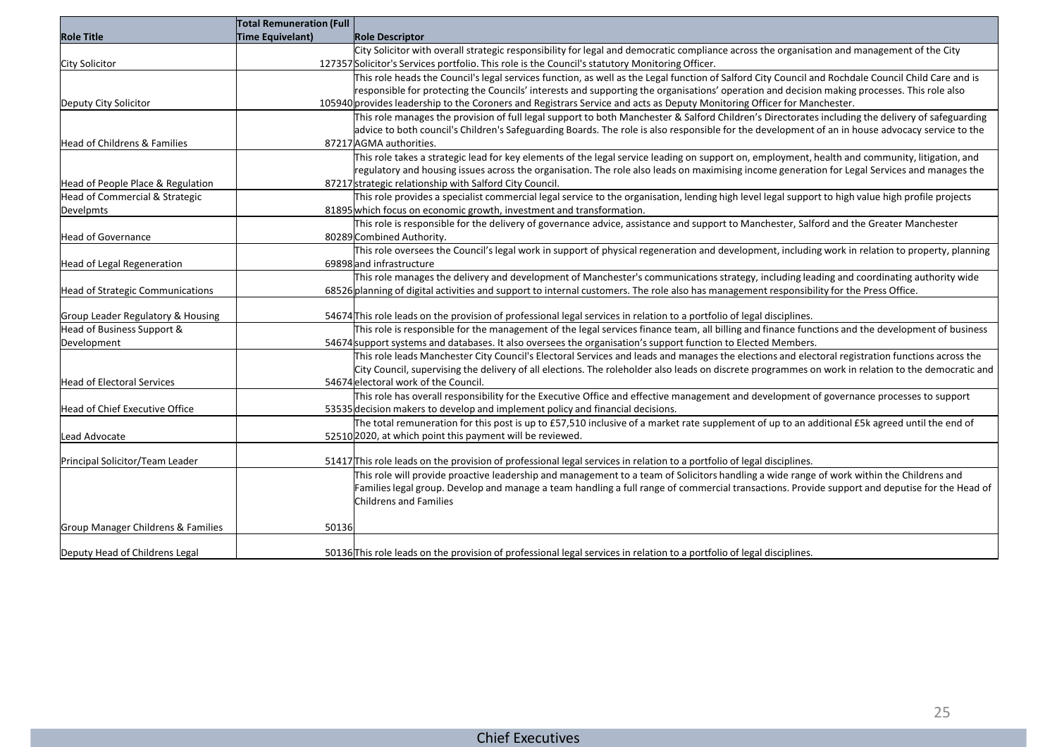| Role Title | Total Remuneration (Full Time Equivelant) | Role Descriptor |
|---|---|---|
| City Solicitor | 127357 | City Solicitor with overall strategic responsibility for legal and democratic compliance across the organisation and management of the City Solicitor's Services portfolio. This role is the Council's statutory Monitoring Officer. |
| Deputy City Solicitor | 105940 | This role heads the Council's legal services function, as well as the Legal function of Salford City Council and Rochdale Council Child Care and is responsible for protecting the Councils' interests and supporting the organisations' operation and decision making processes. This role also provides leadership to the Coroners and Registrars Service and acts as Deputy Monitoring Officer for Manchester. |
| Head of Childrens & Families | 87217 | This role manages the provision of full legal support to both Manchester & Salford Children's Directorates including the delivery of safeguarding advice to both council's Children's Safeguarding Boards. The role is also responsible for the development of an in house advocacy service to the AGMA authorities. |
| Head of People Place & Regulation | 87217 | This role takes a strategic lead for key elements of the legal service leading on support on, employment, health and community, litigation, and regulatory and housing issues across the organisation. The role also leads on maximising income generation for Legal Services and manages the strategic relationship with Salford City Council. |
| Head of Commercial & Strategic Develpmts | 81895 | This role provides a specialist commercial legal service to the organisation, lending high level legal support to high value high profile projects which focus on economic growth, investment and transformation. |
| Head of Governance | 80289 | This role is responsible for the delivery of governance advice, assistance and support to Manchester, Salford and the Greater Manchester Combined Authority. |
| Head of Legal Regeneration | 69898 | This role oversees the Council's legal work in support of physical regeneration and development, including work in relation to property, planning and infrastructure |
| Head of Strategic Communications | 68526 | This role manages the delivery and development of Manchester's communications strategy, including leading and coordinating authority wide planning of digital activities and support to internal customers. The role also has management responsibility for the Press Office. |
| Group Leader Regulatory & Housing | 54674 | This role leads on the provision of professional legal services in relation to a portfolio of legal disciplines. |
| Head of Business Support & Development | 54674 | This role is responsible for the management of the legal services finance team, all billing and finance functions and the development of business support systems and databases. It also oversees the organisation's support function to Elected Members. |
| Head of Electoral Services | 54674 | This role leads Manchester City Council's Electoral Services and leads and manages the elections and electoral registration functions across the City Council, supervising the delivery of all elections. The roleholder also leads on discrete programmes on work in relation to the democratic and electoral work of the Council. |
| Head of Chief Executive Office | 53535 | This role has overall responsibility for the Executive Office and effective management and development of governance processes to support decision makers to develop and implement policy and financial decisions. |
| Lead Advocate | 52510 | The total remuneration for this post is up to £57,510 inclusive of a market rate supplement of up to an additional £5k agreed until the end of 2020, at which point this payment will be reviewed. |
| Principal Solicitor/Team Leader | 51417 | This role leads on the provision of professional legal services in relation to a portfolio of legal disciplines. |
| Group Manager Childrens & Families | 50136 | This role will provide proactive leadership and management to a team of Solicitors handling a wide range of work within the Childrens and Families legal group. Develop and manage a team handling a full range of commercial transactions. Provide support and deputise for the Head of Childrens and Families |
| Deputy Head of Childrens Legal | 50136 | This role leads on the provision of professional legal services in relation to a portfolio of legal disciplines. |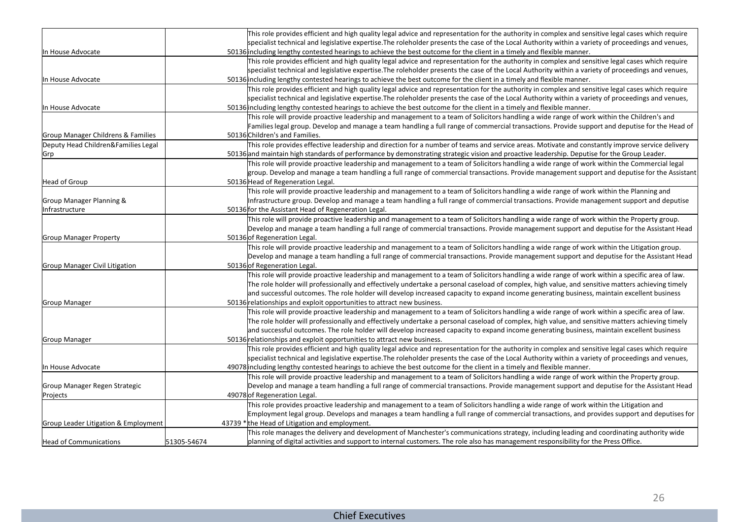| | | | |
|---|---|---|---|
| In House Advocate | | 50136 | This role provides efficient and high quality legal advice and representation for the authority in complex and sensitive legal cases which require specialist technical and legislative expertise.The roleholder presents the case of the Local Authority within a variety of proceedings and venues, including lengthy contested hearings to achieve the best outcome for the client in a timely and flexible manner. |
| In House Advocate | | 50136 | This role provides efficient and high quality legal advice and representation for the authority in complex and sensitive legal cases which require specialist technical and legislative expertise.The roleholder presents the case of the Local Authority within a variety of proceedings and venues, including lengthy contested hearings to achieve the best outcome for the client in a timely and flexible manner. |
| In House Advocate | | 50136 | This role provides efficient and high quality legal advice and representation for the authority in complex and sensitive legal cases which require specialist technical and legislative expertise.The roleholder presents the case of the Local Authority within a variety of proceedings and venues, including lengthy contested hearings to achieve the best outcome for the client in a timely and flexible manner. |
| Group Manager Childrens & Families | | 50136 | This role will provide proactive leadership and management to a team of Solicitors handling a wide range of work within the Children's and Families legal group. Develop and manage a team handling a full range of commercial transactions. Provide support and deputise for the Head of Children's and Families. |
| Deputy Head Children&Families Legal Grp | | 50136 | This role provides effective leadership and direction for a number of teams and service areas. Motivate and constantly improve service delivery and maintain high standards of performance by demonstrating strategic vision and proactive leadership. Deputise for the Group Leader. |
| Head of Group | | 50136 | This role will provide proactive leadership and management to a team of Solicitors handling a wide range of work within the Commercial legal group. Develop and manage a team handling a full range of commercial transactions. Provide management support and deputise for the Assistant Head of Regeneration Legal. |
| Group Manager Planning & Infrastructure | | 50136 | This role will provide proactive leadership and management to a team of Solicitors handling a wide range of work within the Planning and Infrastructure group. Develop and manage a team handling a full range of commercial transactions. Provide management support and deputise for the Assistant Head of Regeneration Legal. |
| Group Manager Property | | 50136 | This role will provide proactive leadership and management to a team of Solicitors handling a wide range of work within the Property group. Develop and manage a team handling a full range of commercial transactions. Provide management support and deputise for the Assistant Head of Regeneration Legal. |
| Group Manager Civil Litigation | | 50136 | This role will provide proactive leadership and management to a team of Solicitors handling a wide range of work within the Litigation group. Develop and manage a team handling a full range of commercial transactions. Provide management support and deputise for the Assistant Head of Regeneration Legal. |
| Group Manager | | 50136 | This role will provide proactive leadership and management to a team of Solicitors handling a wide range of work within a specific area of law. The role holder will professionally and effectively undertake a personal caseload of complex, high value, and sensitive matters achieving timely and successful outcomes. The role holder will develop increased capacity to expand income generating business, maintain excellent business relationships and exploit opportunities to attract new business. |
| Group Manager | | 50136 | This role will provide proactive leadership and management to a team of Solicitors handling a wide range of work within a specific area of law. The role holder will professionally and effectively undertake a personal caseload of complex, high value, and sensitive matters achieving timely and successful outcomes. The role holder will develop increased capacity to expand income generating business, maintain excellent business relationships and exploit opportunities to attract new business. |
| In House Advocate | | 49078 | This role provides efficient and high quality legal advice and representation for the authority in complex and sensitive legal cases which require specialist technical and legislative expertise.The roleholder presents the case of the Local Authority within a variety of proceedings and venues, including lengthy contested hearings to achieve the best outcome for the client in a timely and flexible manner. |
| Group Manager Regen Strategic Projects | | 49078 | This role will provide proactive leadership and management to a team of Solicitors handling a wide range of work within the Property group. Develop and manage a team handling a full range of commercial transactions. Provide management support and deputise for the Assistant Head of Regeneration Legal. |
| Group Leader Litigation & Employment | | 43739 * | This role provides proactive leadership and management to a team of Solicitors handling a wide range of work within the Litigation and Employment legal group. Develops and manages a team handling a full range of commercial transactions, and provides support and deputises for the Head of Litigation and employment. |
| Head of Communications | 51305-54674 | | This role manages the delivery and development of Manchester's communications strategy, including leading and coordinating authority wide planning of digital activities and support to internal customers. The role also has management responsibility for the Press Office. |

Chief Executives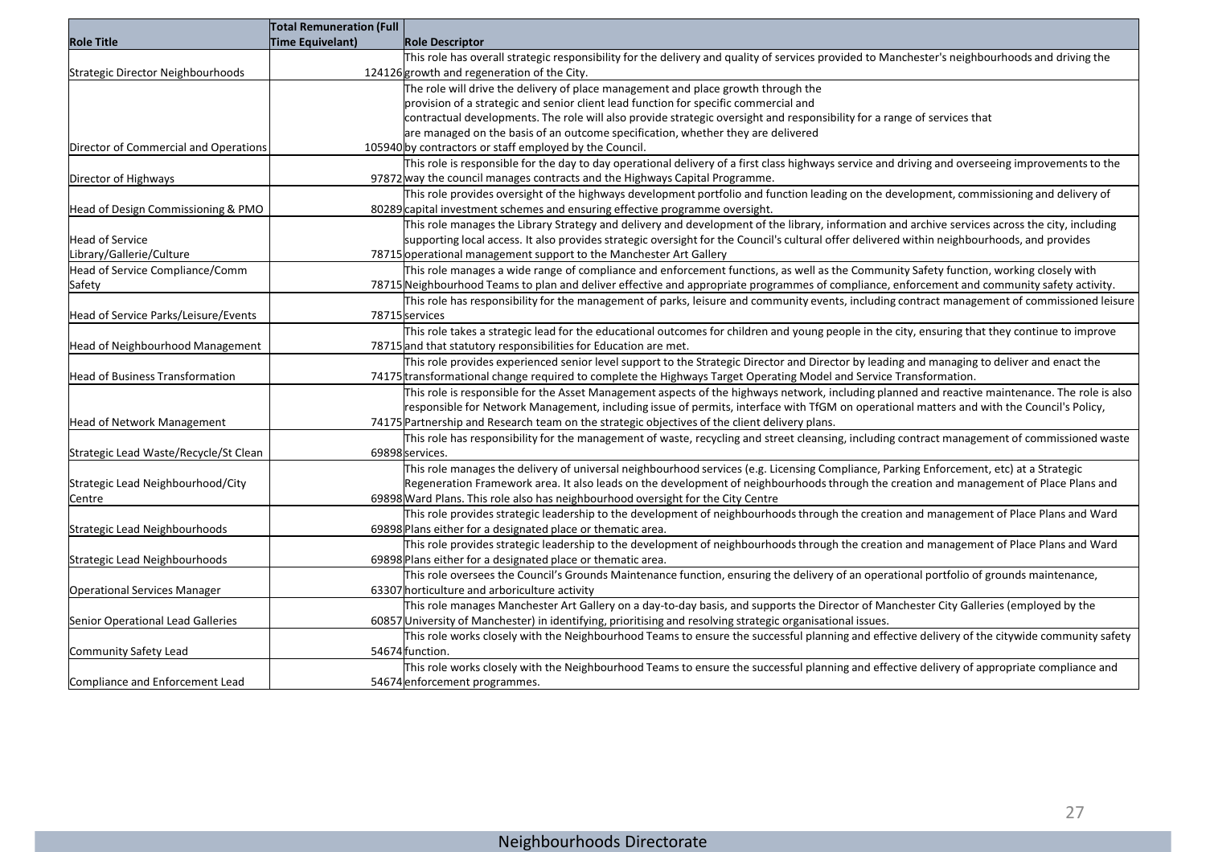| Role Title | Total Remuneration (Full Time Equivelant) | Role Descriptor |
|---|---|---|
| Strategic Director Neighbourhoods | 124126 | This role has overall strategic responsibility for the delivery and quality of services provided to Manchester's neighbourhoods and driving the growth and regeneration of the City. |
| Director of Commercial and Operations | 105940 | The role will drive the delivery of place management and place growth through the provision of a strategic and senior client lead function for specific commercial and contractual developments. The role will also provide strategic oversight and responsibility for a range of services that are managed on the basis of an outcome specification, whether they are delivered by contractors or staff employed by the Council. |
| Director of Highways | 97872 | This role is responsible for the day to day operational delivery of a first class highways service and driving and overseeing improvements to the way the council manages contracts and the Highways Capital Programme. |
| Head of Design Commissioning & PMO | 80289 | This role provides oversight of the highways development portfolio and function leading on the development, commissioning and delivery of capital investment schemes and ensuring effective programme oversight. |
| Head of Service Library/Gallerie/Culture | 78715 | This role manages the Library Strategy and delivery and development of the library, information and archive services across the city, including supporting local access. It also provides strategic oversight for the Council's cultural offer delivered within neighbourhoods, and provides operational management support to the Manchester Art Gallery |
| Head of Service Compliance/Comm Safety | 78715 | This role manages a wide range of compliance and enforcement functions, as well as the Community Safety function, working closely with Neighbourhood Teams to plan and deliver effective and appropriate programmes of compliance, enforcement and community safety activity. |
| Head of Service Parks/Leisure/Events | 78715 | This role has responsibility for the management of parks, leisure and community events, including contract management of commissioned leisure services |
| Head of Neighbourhood Management | 78715 | This role takes a strategic lead for the educational outcomes for children and young people in the city, ensuring that they continue to improve and that statutory responsibilities for Education are met. |
| Head of Business Transformation | 74175 | This role provides experienced senior level support to the Strategic Director and Director by leading and managing to deliver and enact the transformational change required to complete the Highways Target Operating Model and Service Transformation. |
| Head of Network Management | 74175 | This role is responsible for the Asset Management aspects of the highways network, including planned and reactive maintenance. The role is also responsible for Network Management, including issue of permits, interface with TfGM on operational matters and with the Council's Policy, Partnership and Research team on the strategic objectives of the client delivery plans. |
| Strategic Lead Waste/Recycle/St Clean | 69898 | This role has responsibility for the management of waste, recycling and street cleansing, including contract management of commissioned waste services. |
| Strategic Lead Neighbourhood/City Centre | 69898 | This role manages the delivery of universal neighbourhood services (e.g. Licensing Compliance, Parking Enforcement, etc) at a Strategic Regeneration Framework area. It also leads on the development of neighbourhoods through the creation and management of Place Plans and Ward Plans. This role also has neighbourhood oversight for the City Centre |
| Strategic Lead Neighbourhoods | 69898 | This role provides strategic leadership to the development of neighbourhoods through the creation and management of Place Plans and Ward Plans either for a designated place or thematic area. |
| Strategic Lead Neighbourhoods | 69898 | This role provides strategic leadership to the development of neighbourhoods through the creation and management of Place Plans and Ward Plans either for a designated place or thematic area. |
| Operational Services Manager | 63307 | This role oversees the Council's Grounds Maintenance function, ensuring the delivery of an operational portfolio of grounds maintenance, horticulture and arboriculture activity |
| Senior Operational Lead Galleries | 60857 | This role manages Manchester Art Gallery on a day-to-day basis, and supports the Director of Manchester City Galleries (employed by the University of Manchester) in identifying, prioritising and resolving strategic organisational issues. |
| Community Safety Lead | 54674 | This role works closely with the Neighbourhood Teams to ensure the successful planning and effective delivery of the citywide community safety function. |
| Compliance and Enforcement Lead | 54674 | This role works closely with the Neighbourhood Teams to ensure the successful planning and effective delivery of appropriate compliance and enforcement programmes. |

Neighbourhoods Directorate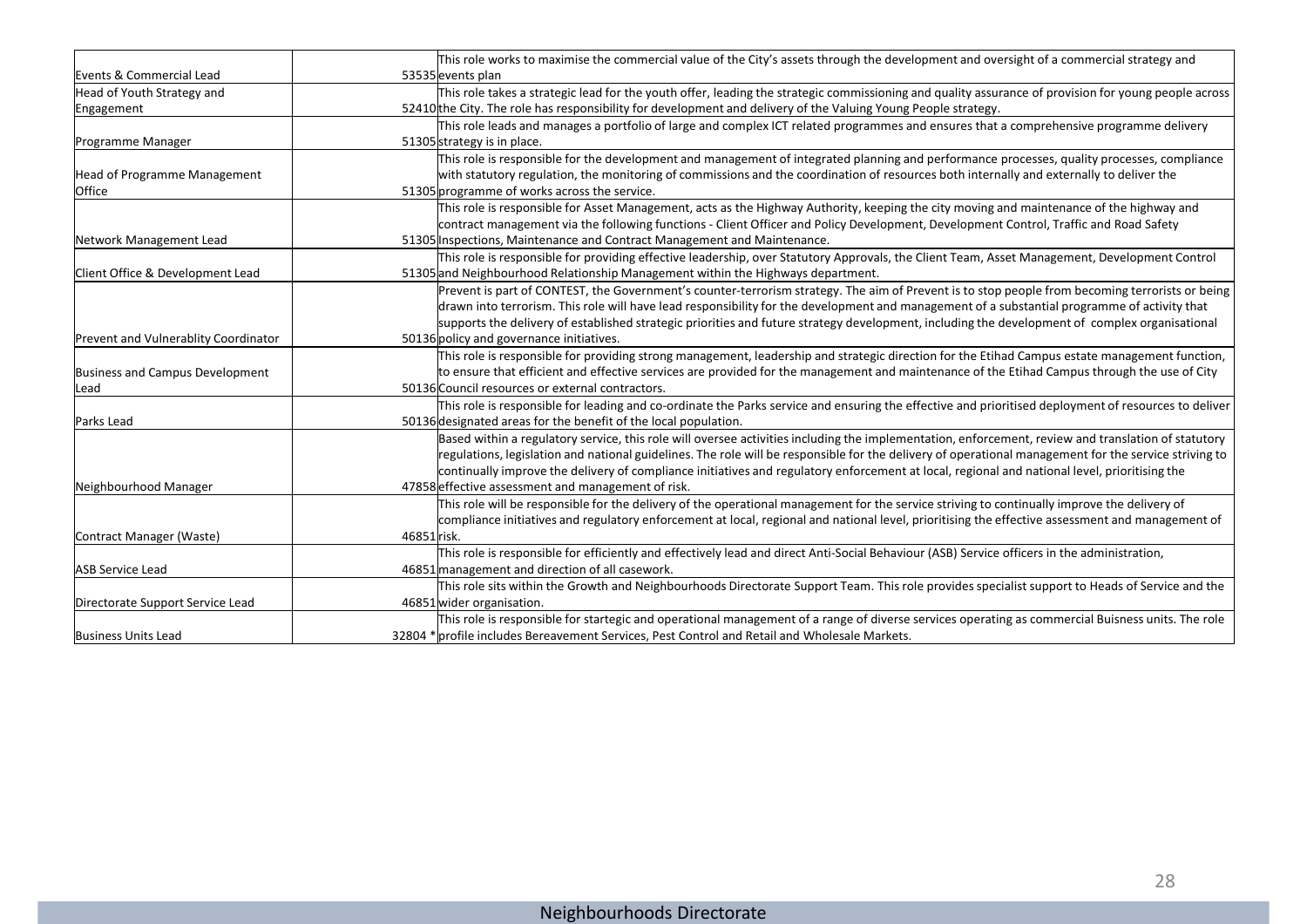| | | |
|---|---|---|
| Events & Commercial Lead | 53535 | This role works to maximise the commercial value of the City's assets through the development and oversight of a commercial strategy and events plan |
| Head of Youth Strategy and Engagement | 52410 | This role takes a strategic lead for the youth offer, leading the strategic commissioning and quality assurance of provision for young people across the City. The role has responsibility for development and delivery of the Valuing Young People strategy. |
| Programme Manager | 51305 | This role leads and manages a portfolio of large and complex ICT related programmes and ensures that a comprehensive programme delivery strategy is in place. |
| Head of Programme Management Office | 51305 | This role is responsible for the development and management of integrated planning and performance processes, quality processes, compliance with statutory regulation, the monitoring of commissions and the coordination of resources both internally and externally to deliver the programme of works across the service. |
| Network Management Lead | 51305 | This role is responsible for Asset Management, acts as the Highway Authority, keeping the city moving and maintenance of the highway and contract management via the following functions - Client Officer and Policy Development, Development Control, Traffic and Road Safety Inspections, Maintenance and Contract Management and Maintenance. |
| Client Office & Development Lead | 51305 | This role is responsible for providing effective leadership, over Statutory Approvals, the Client Team, Asset Management, Development Control and Neighbourhood Relationship Management within the Highways department. |
| Prevent and Vulnerablity Coordinator | 50136 | Prevent is part of CONTEST, the Government's counter-terrorism strategy. The aim of Prevent is to stop people from becoming terrorists or being drawn into terrorism. This role will have lead responsibility for the development and management of a substantial programme of activity that supports the delivery of established strategic priorities and future strategy development, including the development of complex organisational policy and governance initiatives. |
| Business and Campus Development Lead | 50136 | This role is responsible for providing strong management, leadership and strategic direction for the Etihad Campus estate management function, to ensure that efficient and effective services are provided for the management and maintenance of the Etihad Campus through the use of City Council resources or external contractors. |
| Parks Lead | 50136 | This role is responsible for leading and co-ordinate the Parks service and ensuring the effective and prioritised deployment of resources to deliver designated areas for the benefit of the local population. |
| Neighbourhood Manager | 47858 | Based within a regulatory service, this role will oversee activities including the implementation, enforcement, review and translation of statutory regulations, legislation and national guidelines. The role will be responsible for the delivery of operational management for the service striving to continually improve the delivery of compliance initiatives and regulatory enforcement at local, regional and national level, prioritising the effective assessment and management of risk. |
| Contract Manager (Waste) | 46851 | This role will be responsible for the delivery of the operational management for the service striving to continually improve the delivery of compliance initiatives and regulatory enforcement at local, regional and national level, prioritising the effective assessment and management of risk. |
| ASB Service Lead | 46851 | This role is responsible for efficiently and effectively lead and direct Anti-Social Behaviour (ASB) Service officers in the administration, management and direction of all casework. |
| Directorate Support Service Lead | 46851 | This role sits within the Growth and Neighbourhoods Directorate Support Team. This role provides specialist support to Heads of Service and the wider organisation. |
| Business Units Lead | 32804 * | This role is responsible for startegic and operational management of a range of diverse services operating as commercial Buisness units. The role profile includes Bereavement Services, Pest Control and Retail and Wholesale Markets. |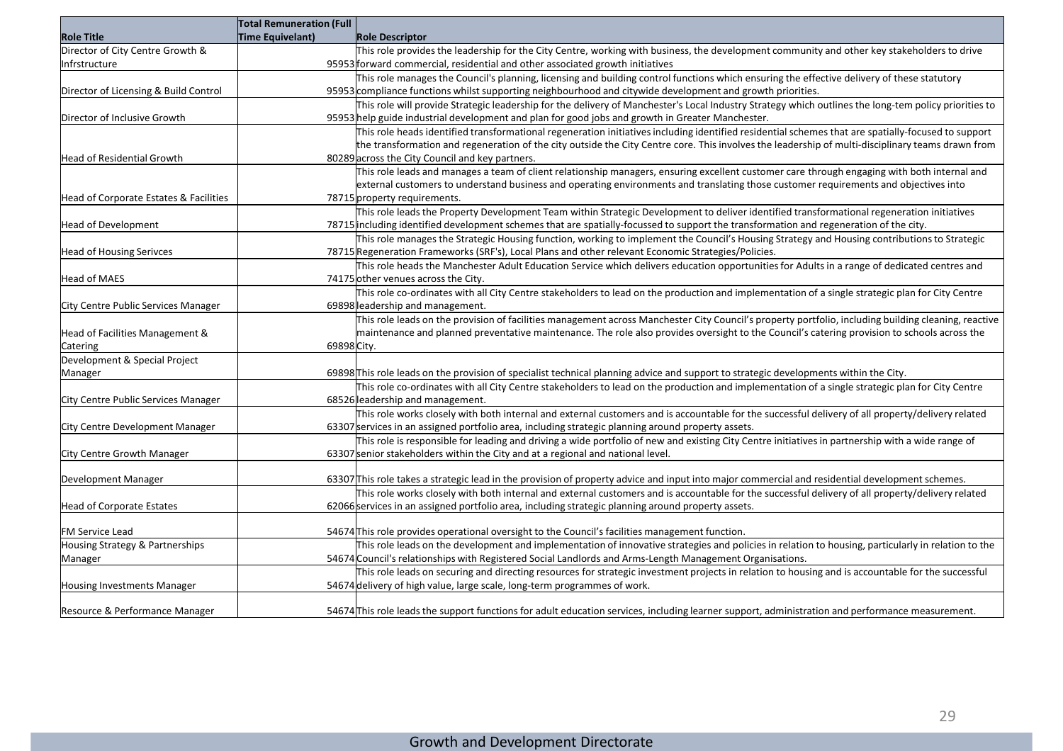| Role Title | Total Remuneration (Full Time Equivelant) | Role Descriptor |
|---|---|---|
| Director of City Centre Growth & Infrstructure | 95953 | This role provides the leadership for the City Centre, working with business, the development community and other key stakeholders to drive forward commercial, residential and other associated growth initiatives |
| Director of Licensing & Build Control | 95953 | This role manages the Council's planning, licensing and building control functions which ensuring the effective delivery of these statutory compliance functions whilst supporting neighbourhood and citywide development and growth priorities. |
| Director of Inclusive Growth | 95953 | This role will provide Strategic leadership for the delivery of Manchester's Local Industry Strategy which outlines the long-tem policy priorities to help guide industrial development and plan for good jobs and growth in Greater Manchester. |
| Head of Residential Growth | 80289 | This role heads identified transformational regeneration initiatives including identified residential schemes that are spatially-focused to support the transformation and regeneration of the city outside the City Centre core. This involves the leadership of multi-disciplinary teams drawn from across the City Council and key partners. |
| Head of Corporate Estates & Facilities | 78715 | This role leads and manages a team of client relationship managers, ensuring excellent customer care through engaging with both internal and external customers to understand business and operating environments and translating those customer requirements and objectives into property requirements. |
| Head of Development | 78715 | This role leads the Property Development Team within Strategic Development to deliver identified transformational regeneration initiatives including identified development schemes that are spatially-focussed to support the transformation and regeneration of the city. |
| Head of Housing Serivces | 78715 | This role manages the Strategic Housing function, working to implement the Council's Housing Strategy and Housing contributions to Strategic Regeneration Frameworks (SRF's), Local Plans and other relevant Economic Strategies/Policies. |
| Head of MAES | 74175 | This role heads the Manchester Adult Education Service which delivers education opportunities for Adults in a range of dedicated centres and other venues across the City. |
| City Centre Public Services Manager | 69898 | This role co-ordinates with all City Centre stakeholders to lead on the production and implementation of a single strategic plan for City Centre leadership and management. |
| Head of Facilities Management & Catering | 69898 | This role leads on the provision of facilities management across Manchester City Council's property portfolio, including building cleaning, reactive maintenance and planned preventative maintenance. The role also provides oversight to the Council's catering provision to schools across the City. |
| Development & Special Project Manager | 69898 | This role leads on the provision of specialist technical planning advice and support to strategic developments within the City. |
| City Centre Public Services Manager | 68526 | This role co-ordinates with all City Centre stakeholders to lead on the production and implementation of a single strategic plan for City Centre leadership and management. |
| City Centre Development Manager | 63307 | This role works closely with both internal and external customers and is accountable for the successful delivery of all property/delivery related services in an assigned portfolio area, including strategic planning around property assets. |
| City Centre Growth Manager | 63307 | This role is responsible for leading and driving a wide portfolio of new and existing City Centre initiatives in partnership with a wide range of senior stakeholders within the City and at a regional and national level. |
| Development Manager | 63307 | This role takes a strategic lead in the provision of property advice and input into major commercial and residential development schemes. |
| Head of Corporate Estates | 62066 | This role works closely with both internal and external customers and is accountable for the successful delivery of all property/delivery related services in an assigned portfolio area, including strategic planning around property assets. |
| FM Service Lead | 54674 | This role provides operational oversight to the Council's facilities management function. |
| Housing Strategy & Partnerships Manager | 54674 | This role leads on the development and implementation of innovative strategies and policies in relation to housing, particularly in relation to the Council's relationships with Registered Social Landlords and Arms-Length Management Organisations. |
| Housing Investments Manager | 54674 | This role leads on securing and directing resources for strategic investment projects in relation to housing and is accountable for the successful delivery of high value, large scale, long-term programmes of work. |
| Resource & Performance Manager | 54674 | This role leads the support functions for adult education services, including learner support, administration and performance measurement. |

Growth and Development Directorate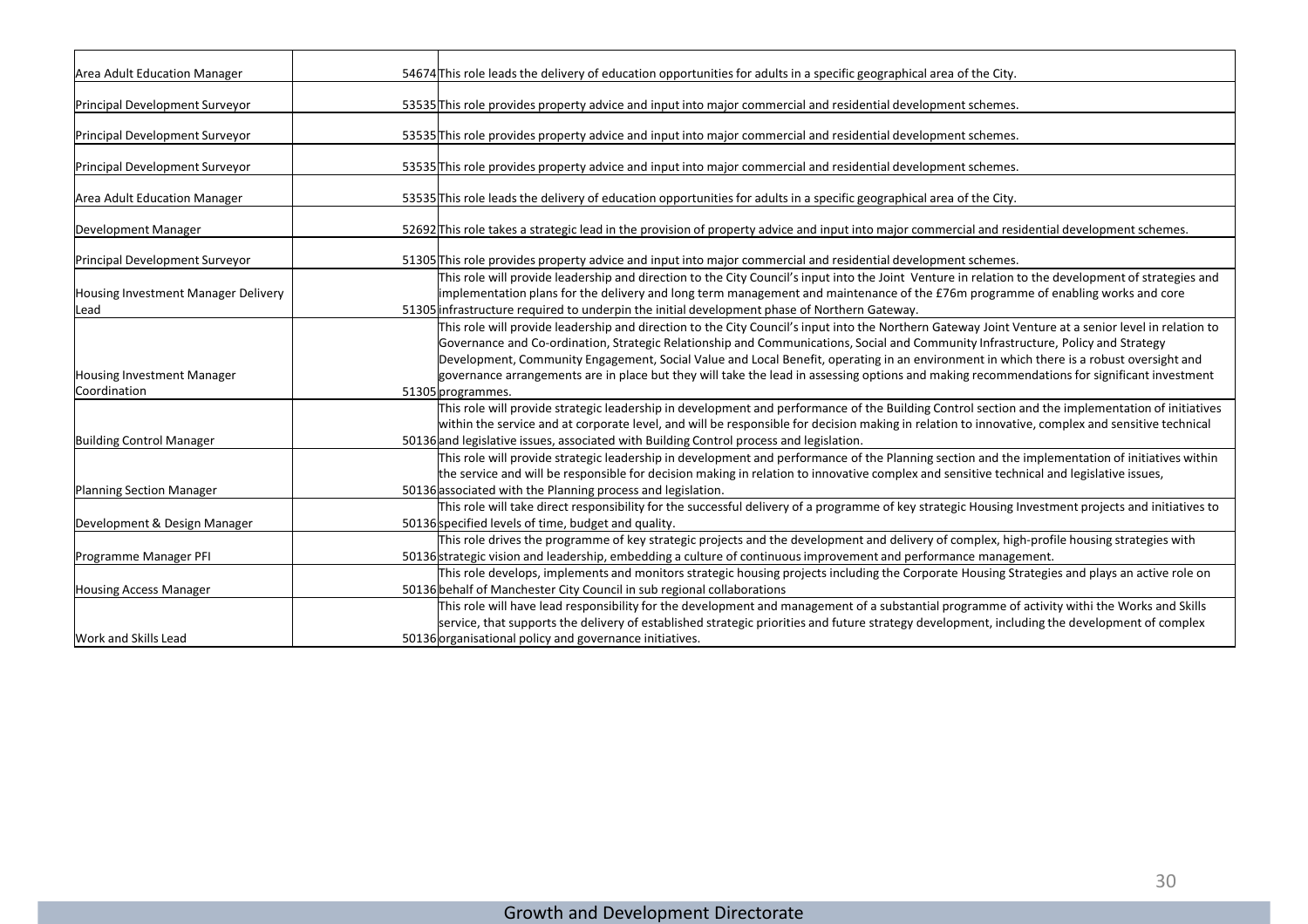| | | |
|---|---|---|
| Area Adult Education Manager | 54674 | This role leads the delivery of education opportunities for adults in a specific geographical area of the City. |
| Principal Development Surveyor | 53535 | This role provides property advice and input into major commercial and residential development schemes. |
| Principal Development Surveyor | 53535 | This role provides property advice and input into major commercial and residential development schemes. |
| Principal Development Surveyor | 53535 | This role provides property advice and input into major commercial and residential development schemes. |
| Area Adult Education Manager | 53535 | This role leads the delivery of education opportunities for adults in a specific geographical area of the City. |
| Development Manager | 52692 | This role takes a strategic lead in the provision of property advice and input into major commercial and residential development schemes. |
| Principal Development Surveyor | 51305 | This role provides property advice and input into major commercial and residential development schemes. |
| Housing Investment Manager Delivery Lead | 51305 | This role will provide leadership and direction to the City Council's input into the Joint Venture in relation to the development of strategies and implementation plans for the delivery and long term management and maintenance of the £76m programme of enabling works and core infrastructure required to underpin the initial development phase of Northern Gateway. |
| Housing Investment Manager Coordination | 51305 | This role will provide leadership and direction to the City Council's input into the Northern Gateway Joint Venture at a senior level in relation to Governance and Co-ordination, Strategic Relationship and Communications, Social and Community Infrastructure, Policy and Strategy Development, Community Engagement, Social Value and Local Benefit, operating in an environment in which there is a robust oversight and governance arrangements are in place but they will take the lead in assessing options and making recommendations for significant investment programmes. |
| Building Control Manager | 50136 | This role will provide strategic leadership in development and performance of the Building Control section and the implementation of initiatives within the service and at corporate level, and will be responsible for decision making in relation to innovative, complex and sensitive technical and legislative issues, associated with Building Control process and legislation. |
| Planning Section Manager | 50136 | This role will provide strategic leadership in development and performance of the Planning section and the implementation of initiatives within the service and will be responsible for decision making in relation to innovative complex and sensitive technical and legislative issues, associated with the Planning process and legislation. |
| Development & Design Manager | 50136 | This role will take direct responsibility for the successful delivery of a programme of key strategic Housing Investment projects and initiatives to specified levels of time, budget and quality. |
| Programme Manager PFI | 50136 | This role drives the programme of key strategic projects and the development and delivery of complex, high-profile housing strategies with strategic vision and leadership, embedding a culture of continuous improvement and performance management. |
| Housing Access Manager | 50136 | This role develops, implements and monitors strategic housing projects including the Corporate Housing Strategies and plays an active role on behalf of Manchester City Council in sub regional collaborations |
| Work and Skills Lead | 50136 | This role will have lead responsibility for the development and management of a substantial programme of activity withi the Works and Skills service, that supports the delivery of established strategic priorities and future strategy development, including the development of complex organisational policy and governance initiatives. |

Growth and Development Directorate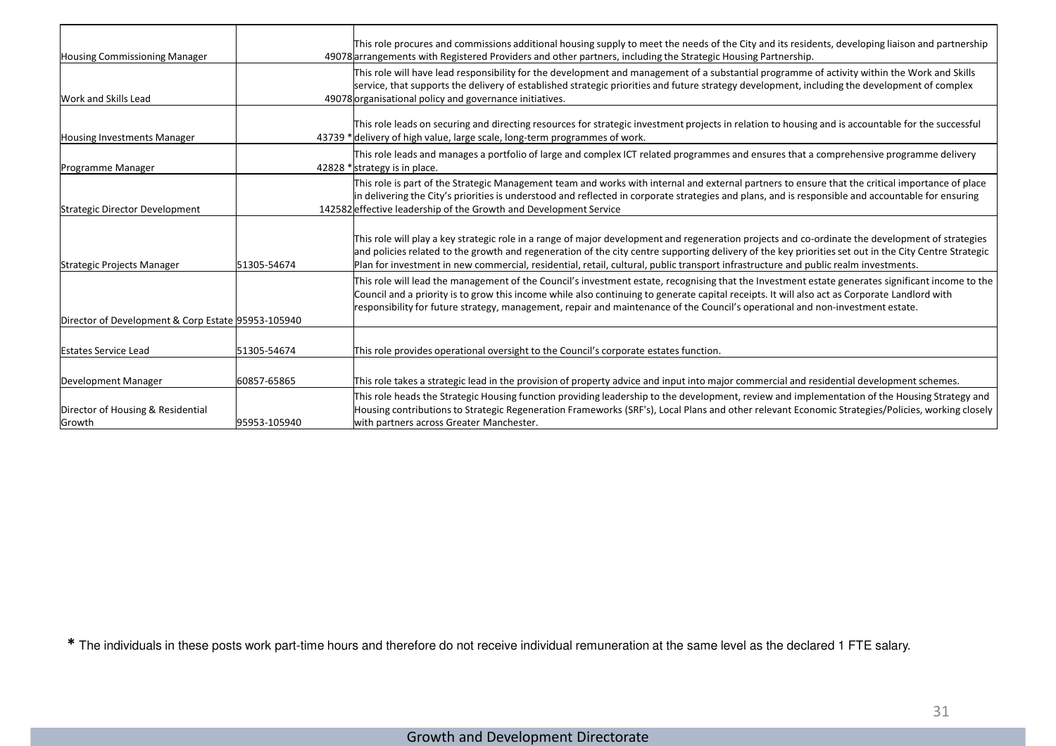| | | |
|---|---|---|
| Housing Commissioning Manager | 49078 | This role procures and commissions additional housing supply to meet the needs of the City and its residents, developing liaison and partnership arrangements with Registered Providers and other partners, including the Strategic Housing Partnership. |
| Work and Skills Lead | 49078 | This role will have lead responsibility for the development and management of a substantial programme of activity within the Work and Skills service, that supports the delivery of established strategic priorities and future strategy development, including the development of complex organisational policy and governance initiatives. |
| Housing Investments Manager | 43739 * | This role leads on securing and directing resources for strategic investment projects in relation to housing and is accountable for the successful delivery of high value, large scale, long-term programmes of work. |
| Programme Manager | 42828 * | This role leads and manages a portfolio of large and complex ICT related programmes and ensures that a comprehensive programme delivery strategy is in place. |
| Strategic Director Development | 142582 | This role is part of the Strategic Management team and works with internal and external partners to ensure that the critical importance of place in delivering the City's priorities is understood and reflected in corporate strategies and plans, and is responsible and accountable for ensuring effective leadership of the Growth and Development Service |
| Strategic Projects Manager | 51305-54674 | This role will play a key strategic role in a range of major development and regeneration projects and co-ordinate the development of strategies and policies related to the growth and regeneration of the city centre supporting delivery of the key priorities set out in the City Centre Strategic Plan for investment in new commercial, residential, retail, cultural, public transport infrastructure and public realm investments. |
| Director of Development & Corp Estate | 95953-105940 | This role will lead the management of the Council's investment estate, recognising that the Investment estate generates significant income to the Council and a priority is to grow this income while also continuing to generate capital receipts. It will also act as Corporate Landlord with responsibility for future strategy, management, repair and maintenance of the Council's operational and non-investment estate. |
| Estates Service Lead | 51305-54674 | This role provides operational oversight to the Council's corporate estates function. |
| Development Manager | 60857-65865 | This role takes a strategic lead in the provision of property advice and input into major commercial and residential development schemes. |
| Director of Housing & Residential Growth | 95953-105940 | This role heads the Strategic Housing function providing leadership to the development, review and implementation of the Housing Strategy and Housing contributions to Strategic Regeneration Frameworks (SRF's), Local Plans and other relevant Economic Strategies/Policies, working closely with partners across Greater Manchester. |

* The individuals in these posts work part-time hours and therefore do not receive individual remuneration at the same level as the declared 1 FTE salary.

Growth and Development Directorate